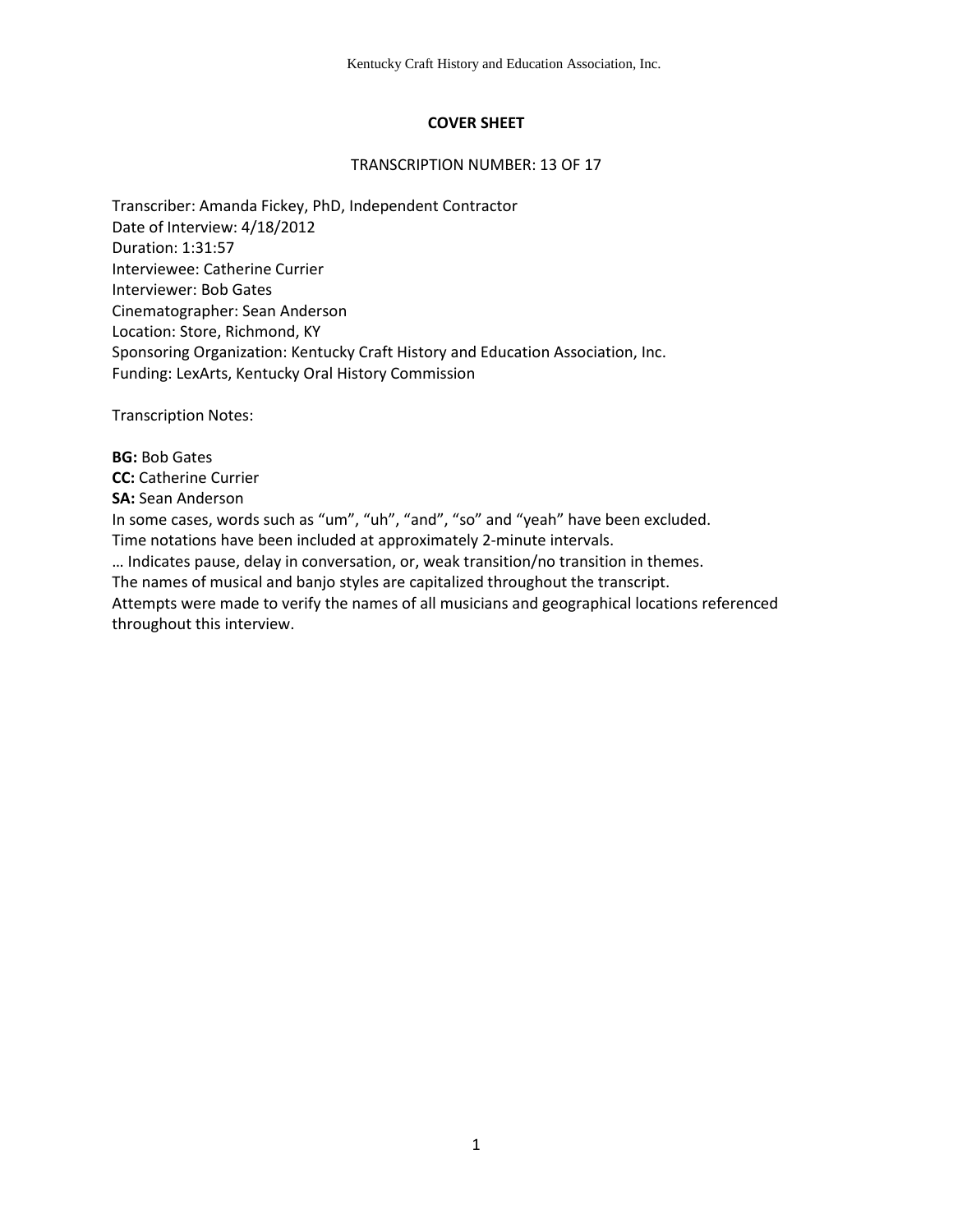## COVER SHEET

TRANSCRIPTION NUMBER: 13 OF 17

Transcriber: Amanda Fickey, PhD, Independent Contractor
Date of Interview: 4/18/2012
Duration: 1:31:57
Interviewee: Catherine Currier
Interviewer: Bob Gates
Cinematographer: Sean Anderson
Location: Store, Richmond, KY
Sponsoring Organization: Kentucky Craft History and Education Association, Inc.
Funding: LexArts, Kentucky Oral History Commission

Transcription Notes:

**BG:** Bob Gates
**CC:** Catherine Currier
**SA:** Sean Anderson
In some cases, words such as "um", "uh", "and", "so" and "yeah" have been excluded.
Time notations have been included at approximately 2-minute intervals.
… Indicates pause, delay in conversation, or, weak transition/no transition in themes.
The names of musical and banjo styles are capitalized throughout the transcript.
Attempts were made to verify the names of all musicians and geographical locations referenced throughout this interview.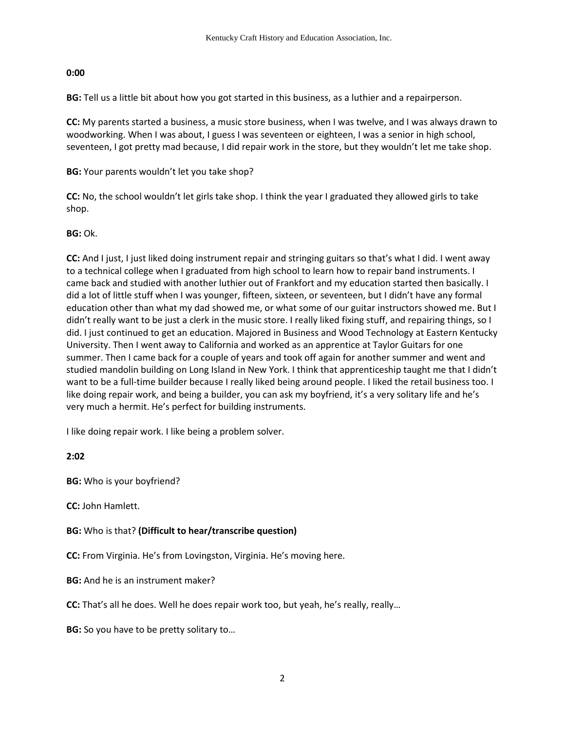**0:00**

**BG:** Tell us a little bit about how you got started in this business, as a luthier and a repairperson.

**CC:** My parents started a business, a music store business, when I was twelve, and I was always drawn to woodworking. When I was about, I guess I was seventeen or eighteen, I was a senior in high school, seventeen, I got pretty mad because, I did repair work in the store, but they wouldn't let me take shop.

**BG:** Your parents wouldn't let you take shop?

**CC:** No, the school wouldn't let girls take shop. I think the year I graduated they allowed girls to take shop.

**BG:** Ok.

**CC:** And I just, I just liked doing instrument repair and stringing guitars so that's what I did. I went away to a technical college when I graduated from high school to learn how to repair band instruments. I came back and studied with another luthier out of Frankfort and my education started then basically. I did a lot of little stuff when I was younger, fifteen, sixteen, or seventeen, but I didn't have any formal education other than what my dad showed me, or what some of our guitar instructors showed me. But I didn't really want to be just a clerk in the music store. I really liked fixing stuff, and repairing things, so I did. I just continued to get an education. Majored in Business and Wood Technology at Eastern Kentucky University. Then I went away to California and worked as an apprentice at Taylor Guitars for one summer. Then I came back for a couple of years and took off again for another summer and went and studied mandolin building on Long Island in New York. I think that apprenticeship taught me that I didn't want to be a full-time builder because I really liked being around people. I liked the retail business too. I like doing repair work, and being a builder, you can ask my boyfriend, it's a very solitary life and he's very much a hermit. He's perfect for building instruments.

I like doing repair work. I like being a problem solver.

**2:02**

**BG:** Who is your boyfriend?

**CC:** John Hamlett.

**BG:** Who is that? **(Difficult to hear/transcribe question)**

**CC:** From Virginia. He's from Lovingston, Virginia. He's moving here.

**BG:** And he is an instrument maker?

**CC:** That's all he does. Well he does repair work too, but yeah, he's really, really…

**BG:** So you have to be pretty solitary to…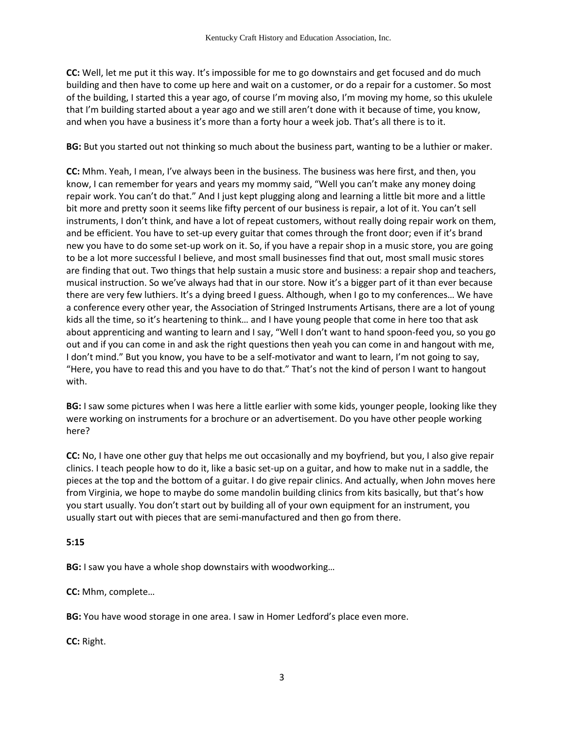**CC:** Well, let me put it this way. It's impossible for me to go downstairs and get focused and do much building and then have to come up here and wait on a customer, or do a repair for a customer. So most of the building, I started this a year ago, of course I'm moving also, I'm moving my home, so this ukulele that I'm building started about a year ago and we still aren't done with it because of time, you know, and when you have a business it's more than a forty hour a week job. That's all there is to it.

**BG:** But you started out not thinking so much about the business part, wanting to be a luthier or maker.

**CC:** Mhm. Yeah, I mean, I've always been in the business. The business was here first, and then, you know, I can remember for years and years my mommy said, "Well you can't make any money doing repair work. You can't do that." And I just kept plugging along and learning a little bit more and a little bit more and pretty soon it seems like fifty percent of our business is repair, a lot of it. You can't sell instruments, I don't think, and have a lot of repeat customers, without really doing repair work on them, and be efficient. You have to set-up every guitar that comes through the front door; even if it's brand new you have to do some set-up work on it. So, if you have a repair shop in a music store, you are going to be a lot more successful I believe, and most small businesses find that out, most small music stores are finding that out. Two things that help sustain a music store and business: a repair shop and teachers, musical instruction. So we've always had that in our store. Now it's a bigger part of it than ever because there are very few luthiers. It's a dying breed I guess. Although, when I go to my conferences… We have a conference every other year, the Association of Stringed Instruments Artisans, there are a lot of young kids all the time, so it's heartening to think… and I have young people that come in here too that ask about apprenticing and wanting to learn and I say, "Well I don't want to hand spoon-feed you, so you go out and if you can come in and ask the right questions then yeah you can come in and hangout with me, I don't mind." But you know, you have to be a self-motivator and want to learn, I'm not going to say, "Here, you have to read this and you have to do that." That's not the kind of person I want to hangout with.

**BG:** I saw some pictures when I was here a little earlier with some kids, younger people, looking like they were working on instruments for a brochure or an advertisement. Do you have other people working here?

**CC:** No, I have one other guy that helps me out occasionally and my boyfriend, but you, I also give repair clinics. I teach people how to do it, like a basic set-up on a guitar, and how to make nut in a saddle, the pieces at the top and the bottom of a guitar. I do give repair clinics. And actually, when John moves here from Virginia, we hope to maybe do some mandolin building clinics from kits basically, but that's how you start usually. You don't start out by building all of your own equipment for an instrument, you usually start out with pieces that are semi-manufactured and then go from there.

**5:15**

**BG:** I saw you have a whole shop downstairs with woodworking…

**CC:** Mhm, complete…

**BG:** You have wood storage in one area. I saw in Homer Ledford's place even more.

**CC:** Right.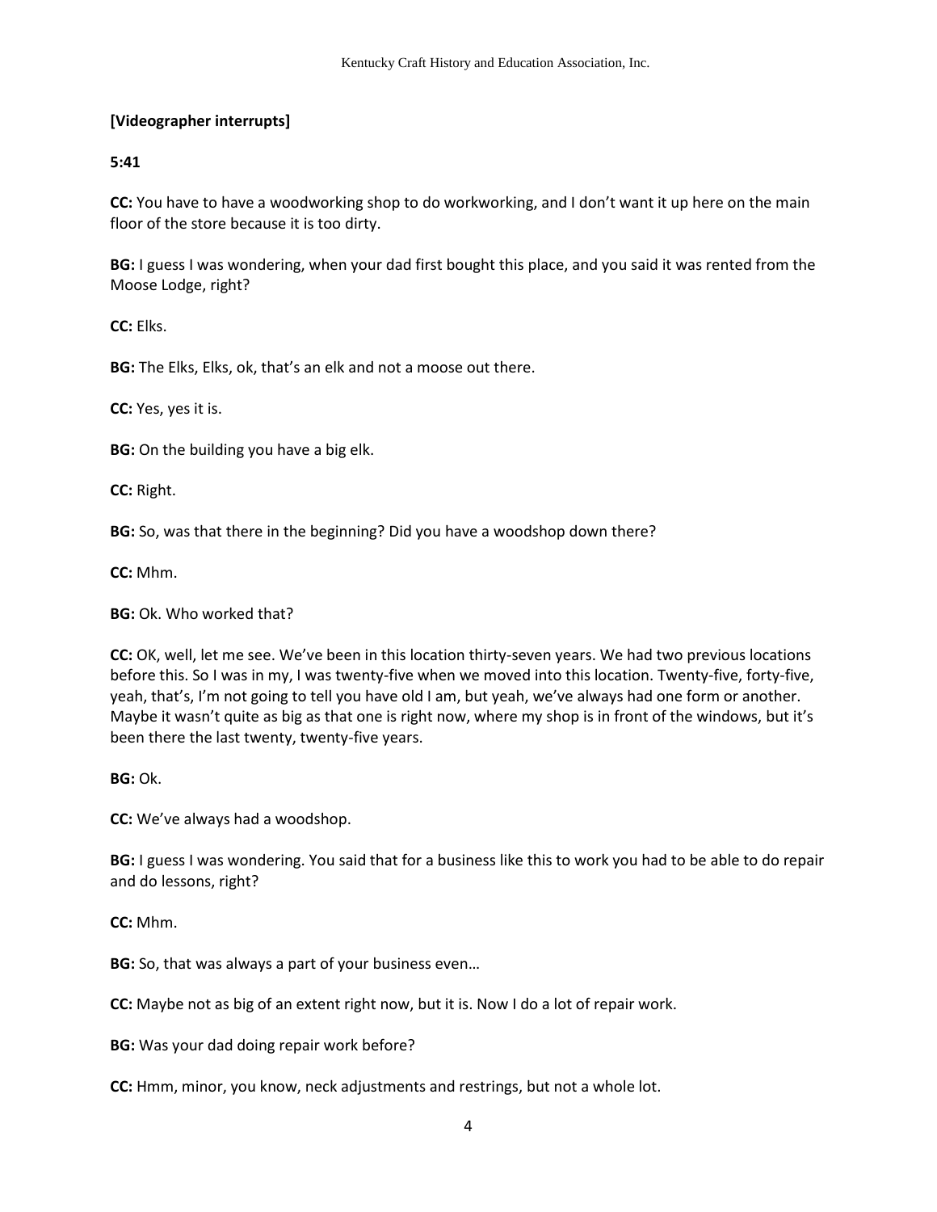**[Videographer interrupts]**

**5:41**

**CC:** You have to have a woodworking shop to do workworking, and I don't want it up here on the main floor of the store because it is too dirty.

**BG:** I guess I was wondering, when your dad first bought this place, and you said it was rented from the Moose Lodge, right?

**CC:** Elks.

**BG:** The Elks, Elks, ok, that's an elk and not a moose out there.

**CC:** Yes, yes it is.

**BG:** On the building you have a big elk.

**CC:** Right.

**BG:** So, was that there in the beginning? Did you have a woodshop down there?

**CC:** Mhm.

**BG:** Ok. Who worked that?

**CC:** OK, well, let me see. We've been in this location thirty-seven years. We had two previous locations before this. So I was in my, I was twenty-five when we moved into this location. Twenty-five, forty-five, yeah, that's, I'm not going to tell you have old I am, but yeah, we've always had one form or another. Maybe it wasn't quite as big as that one is right now, where my shop is in front of the windows, but it's been there the last twenty, twenty-five years.

**BG:** Ok.

**CC:** We've always had a woodshop.

**BG:** I guess I was wondering. You said that for a business like this to work you had to be able to do repair and do lessons, right?

**CC:** Mhm.

**BG:** So, that was always a part of your business even…

**CC:** Maybe not as big of an extent right now, but it is. Now I do a lot of repair work.

**BG:** Was your dad doing repair work before?

**CC:** Hmm, minor, you know, neck adjustments and restrings, but not a whole lot.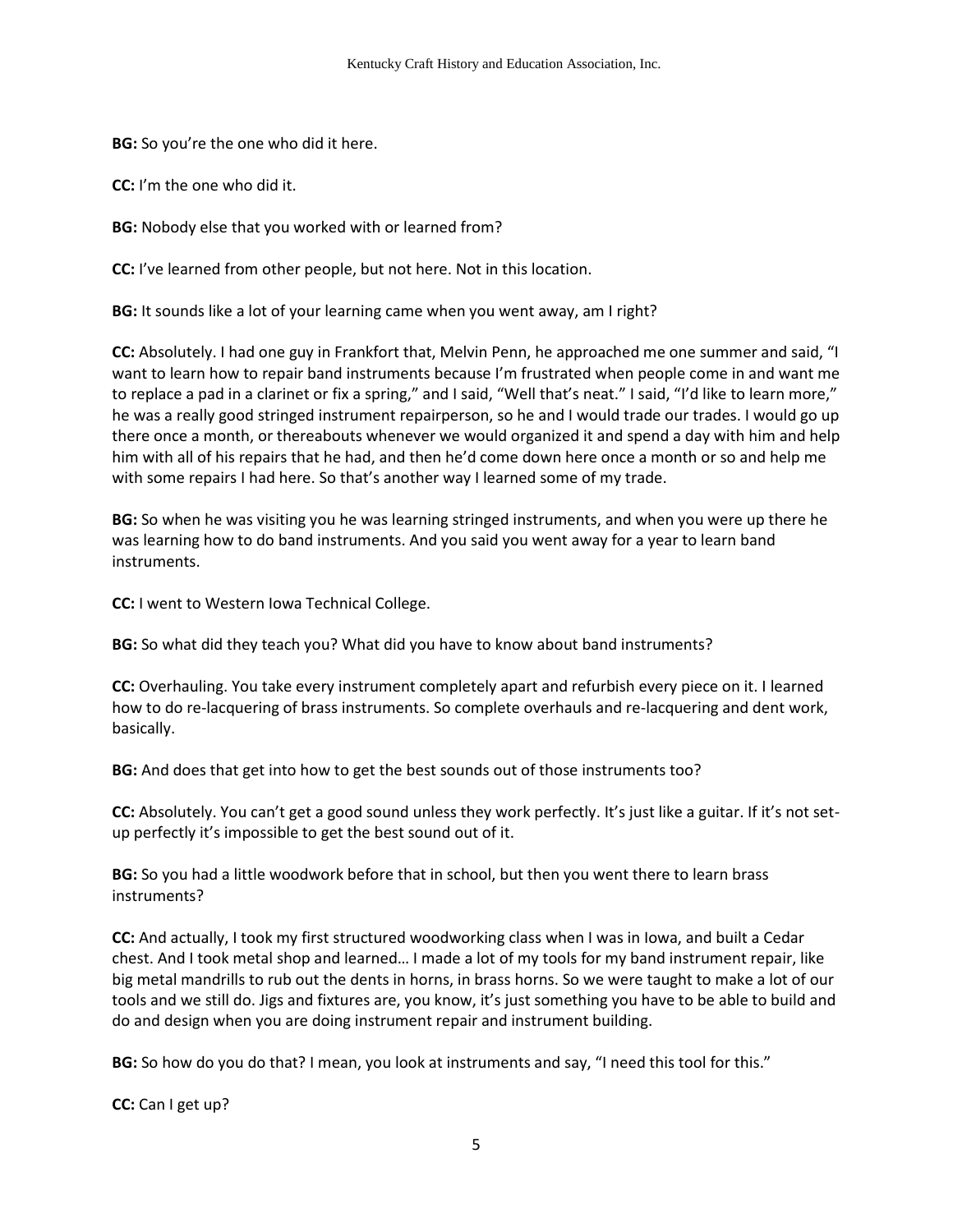**BG:** So you're the one who did it here.

**CC:** I'm the one who did it.

**BG:** Nobody else that you worked with or learned from?

**CC:** I've learned from other people, but not here. Not in this location.

**BG:** It sounds like a lot of your learning came when you went away, am I right?

**CC:** Absolutely. I had one guy in Frankfort that, Melvin Penn, he approached me one summer and said, "I want to learn how to repair band instruments because I'm frustrated when people come in and want me to replace a pad in a clarinet or fix a spring," and I said, "Well that's neat." I said, "I'd like to learn more," he was a really good stringed instrument repairperson, so he and I would trade our trades. I would go up there once a month, or thereabouts whenever we would organized it and spend a day with him and help him with all of his repairs that he had, and then he'd come down here once a month or so and help me with some repairs I had here. So that's another way I learned some of my trade.

**BG:** So when he was visiting you he was learning stringed instruments, and when you were up there he was learning how to do band instruments. And you said you went away for a year to learn band instruments.

**CC:** I went to Western Iowa Technical College.

**BG:** So what did they teach you? What did you have to know about band instruments?

**CC:** Overhauling. You take every instrument completely apart and refurbish every piece on it. I learned how to do re-lacquering of brass instruments. So complete overhauls and re-lacquering and dent work, basically.

**BG:** And does that get into how to get the best sounds out of those instruments too?

**CC:** Absolutely. You can't get a good sound unless they work perfectly. It's just like a guitar. If it's not set-up perfectly it's impossible to get the best sound out of it.

**BG:** So you had a little woodwork before that in school, but then you went there to learn brass instruments?

**CC:** And actually, I took my first structured woodworking class when I was in Iowa, and built a Cedar chest. And I took metal shop and learned… I made a lot of my tools for my band instrument repair, like big metal mandrills to rub out the dents in horns, in brass horns. So we were taught to make a lot of our tools and we still do. Jigs and fixtures are, you know, it's just something you have to be able to build and do and design when you are doing instrument repair and instrument building.

**BG:** So how do you do that? I mean, you look at instruments and say, "I need this tool for this."

**CC:** Can I get up?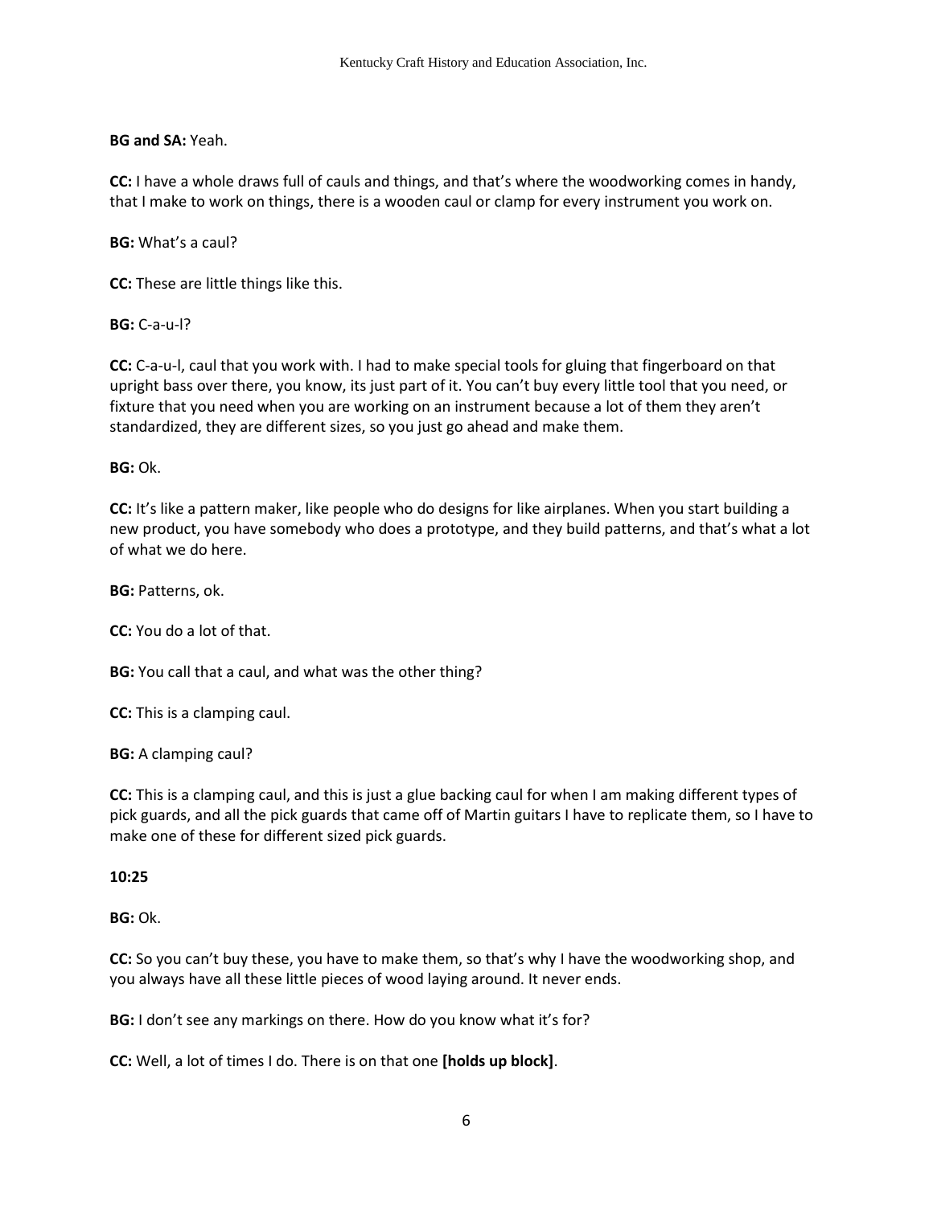**BG and SA:** Yeah.

**CC:** I have a whole draws full of cauls and things, and that's where the woodworking comes in handy, that I make to work on things, there is a wooden caul or clamp for every instrument you work on.

**BG:** What's a caul?

**CC:** These are little things like this.

**BG:** C-a-u-l?

**CC:** C-a-u-l, caul that you work with. I had to make special tools for gluing that fingerboard on that upright bass over there, you know, its just part of it. You can't buy every little tool that you need, or fixture that you need when you are working on an instrument because a lot of them they aren't standardized, they are different sizes, so you just go ahead and make them.

**BG:** Ok.

**CC:** It's like a pattern maker, like people who do designs for like airplanes. When you start building a new product, you have somebody who does a prototype, and they build patterns, and that's what a lot of what we do here.

**BG:** Patterns, ok.

**CC:** You do a lot of that.

**BG:** You call that a caul, and what was the other thing?

**CC:** This is a clamping caul.

**BG:** A clamping caul?

**CC:** This is a clamping caul, and this is just a glue backing caul for when I am making different types of pick guards, and all the pick guards that came off of Martin guitars I have to replicate them, so I have to make one of these for different sized pick guards.

**10:25**

**BG:** Ok.

**CC:** So you can't buy these, you have to make them, so that's why I have the woodworking shop, and you always have all these little pieces of wood laying around. It never ends.

**BG:** I don't see any markings on there. How do you know what it's for?

**CC:** Well, a lot of times I do. There is on that one **[holds up block]**.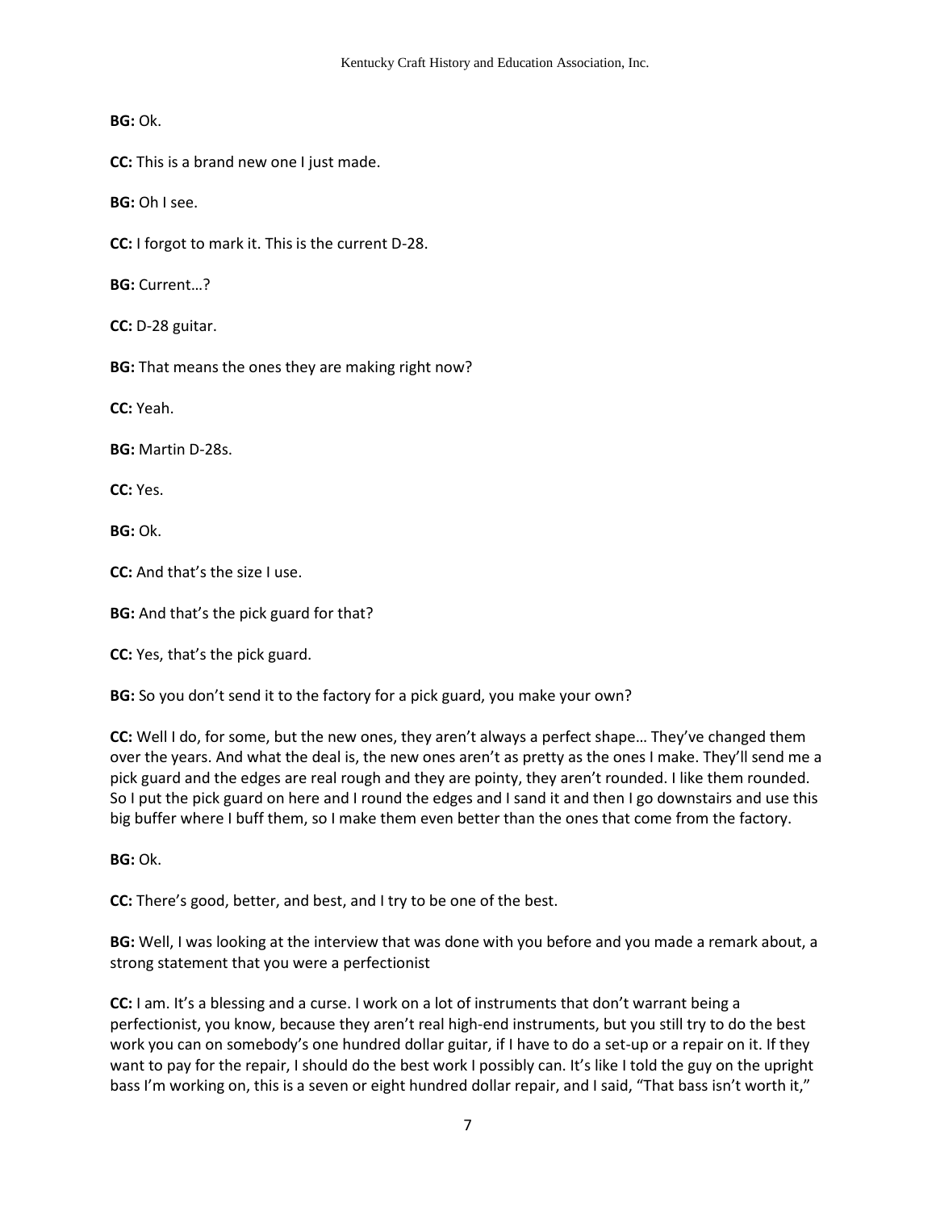**BG:** Ok.

**CC:** This is a brand new one I just made.

**BG:** Oh I see.

**CC:** I forgot to mark it. This is the current D-28.

**BG:** Current…?

**CC:** D-28 guitar.

**BG:** That means the ones they are making right now?

**CC:** Yeah.

**BG:** Martin D-28s.

**CC:** Yes.

**BG:** Ok.

**CC:** And that's the size I use.

**BG:** And that's the pick guard for that?

**CC:** Yes, that's the pick guard.

**BG:** So you don't send it to the factory for a pick guard, you make your own?

**CC:** Well I do, for some, but the new ones, they aren't always a perfect shape… They've changed them over the years. And what the deal is, the new ones aren't as pretty as the ones I make. They'll send me a pick guard and the edges are real rough and they are pointy, they aren't rounded. I like them rounded. So I put the pick guard on here and I round the edges and I sand it and then I go downstairs and use this big buffer where I buff them, so I make them even better than the ones that come from the factory.

**BG:** Ok.

**CC:** There's good, better, and best, and I try to be one of the best.

**BG:** Well, I was looking at the interview that was done with you before and you made a remark about, a strong statement that you were a perfectionist

**CC:** I am. It's a blessing and a curse. I work on a lot of instruments that don't warrant being a perfectionist, you know, because they aren't real high-end instruments, but you still try to do the best work you can on somebody's one hundred dollar guitar, if I have to do a set-up or a repair on it. If they want to pay for the repair, I should do the best work I possibly can. It's like I told the guy on the upright bass I'm working on, this is a seven or eight hundred dollar repair, and I said, "That bass isn't worth it,"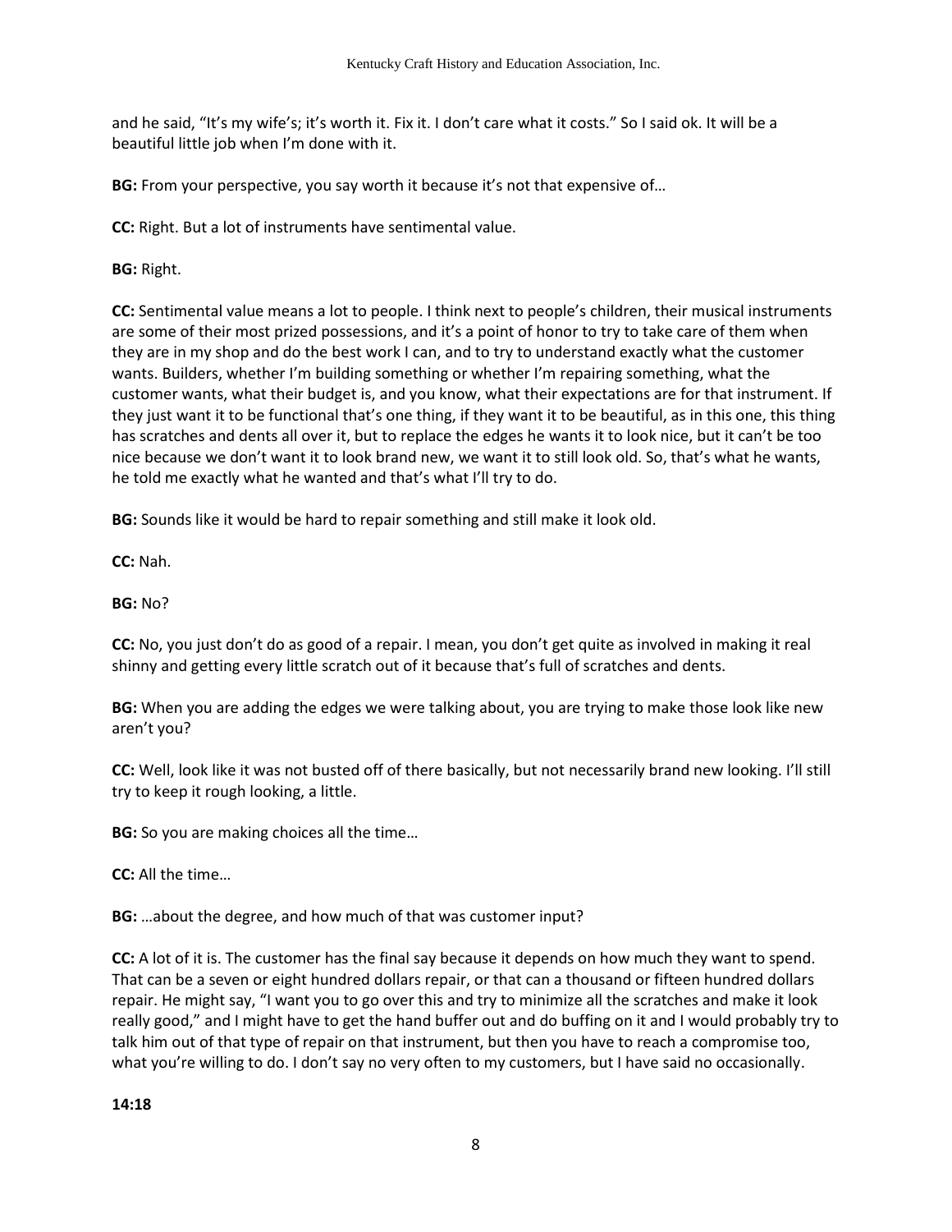and he said, "It's my wife's; it's worth it. Fix it. I don't care what it costs." So I said ok. It will be a beautiful little job when I'm done with it.

**BG:** From your perspective, you say worth it because it's not that expensive of…

**CC:** Right. But a lot of instruments have sentimental value.

**BG:** Right.

**CC:** Sentimental value means a lot to people. I think next to people's children, their musical instruments are some of their most prized possessions, and it's a point of honor to try to take care of them when they are in my shop and do the best work I can, and to try to understand exactly what the customer wants. Builders, whether I'm building something or whether I'm repairing something, what the customer wants, what their budget is, and you know, what their expectations are for that instrument. If they just want it to be functional that's one thing, if they want it to be beautiful, as in this one, this thing has scratches and dents all over it, but to replace the edges he wants it to look nice, but it can't be too nice because we don't want it to look brand new, we want it to still look old. So, that's what he wants, he told me exactly what he wanted and that's what I'll try to do.

**BG:** Sounds like it would be hard to repair something and still make it look old.

**CC:** Nah.

**BG:** No?

**CC:** No, you just don't do as good of a repair. I mean, you don't get quite as involved in making it real shinny and getting every little scratch out of it because that's full of scratches and dents.

**BG:** When you are adding the edges we were talking about, you are trying to make those look like new aren't you?

**CC:** Well, look like it was not busted off of there basically, but not necessarily brand new looking. I'll still try to keep it rough looking, a little.

**BG:** So you are making choices all the time…

**CC:** All the time…

**BG:** …about the degree, and how much of that was customer input?

**CC:** A lot of it is. The customer has the final say because it depends on how much they want to spend. That can be a seven or eight hundred dollars repair, or that can a thousand or fifteen hundred dollars repair. He might say, "I want you to go over this and try to minimize all the scratches and make it look really good," and I might have to get the hand buffer out and do buffing on it and I would probably try to talk him out of that type of repair on that instrument, but then you have to reach a compromise too, what you're willing to do. I don't say no very often to my customers, but I have said no occasionally.

**14:18**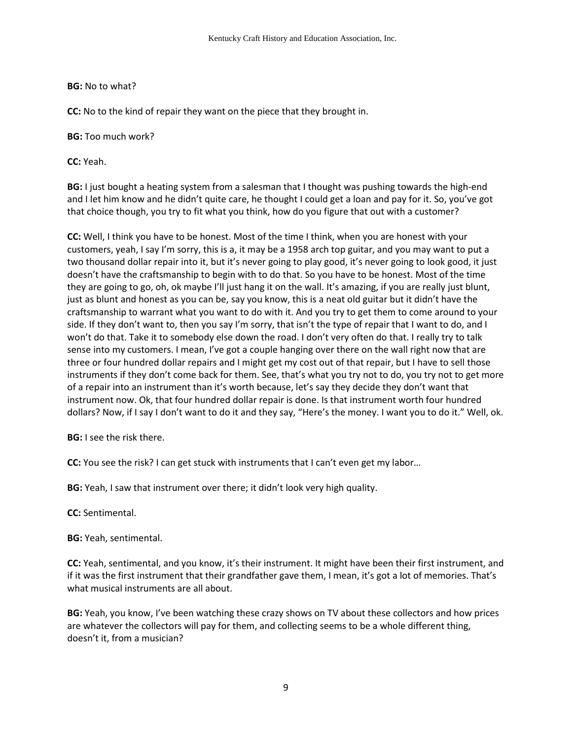**BG:** No to what?

**CC:** No to the kind of repair they want on the piece that they brought in.

**BG:** Too much work?

**CC:** Yeah.

**BG:** I just bought a heating system from a salesman that I thought was pushing towards the high-end and I let him know and he didn't quite care, he thought I could get a loan and pay for it. So, you've got that choice though, you try to fit what you think, how do you figure that out with a customer?

**CC:** Well, I think you have to be honest. Most of the time I think, when you are honest with your customers, yeah, I say I'm sorry, this is a, it may be a 1958 arch top guitar, and you may want to put a two thousand dollar repair into it, but it's never going to play good, it's never going to look good, it just doesn't have the craftsmanship to begin with to do that. So you have to be honest. Most of the time they are going to go, oh, ok maybe I'll just hang it on the wall. It's amazing, if you are really just blunt, just as blunt and honest as you can be, say you know, this is a neat old guitar but it didn't have the craftsmanship to warrant what you want to do with it. And you try to get them to come around to your side. If they don't want to, then you say I'm sorry, that isn't the type of repair that I want to do, and I won't do that. Take it to somebody else down the road. I don't very often do that. I really try to talk sense into my customers. I mean, I've got a couple hanging over there on the wall right now that are three or four hundred dollar repairs and I might get my cost out of that repair, but I have to sell those instruments if they don't come back for them. See, that's what you try not to do, you try not to get more of a repair into an instrument than it's worth because, let's say they decide they don't want that instrument now. Ok, that four hundred dollar repair is done. Is that instrument worth four hundred dollars? Now, if I say I don't want to do it and they say, "Here's the money. I want you to do it." Well, ok.

**BG:** I see the risk there.

**CC:** You see the risk? I can get stuck with instruments that I can't even get my labor…

**BG:** Yeah, I saw that instrument over there; it didn't look very high quality.

**CC:** Sentimental.

**BG:** Yeah, sentimental.

**CC:** Yeah, sentimental, and you know, it's their instrument. It might have been their first instrument, and if it was the first instrument that their grandfather gave them, I mean, it's got a lot of memories. That's what musical instruments are all about.

**BG:** Yeah, you know, I've been watching these crazy shows on TV about these collectors and how prices are whatever the collectors will pay for them, and collecting seems to be a whole different thing, doesn't it, from a musician?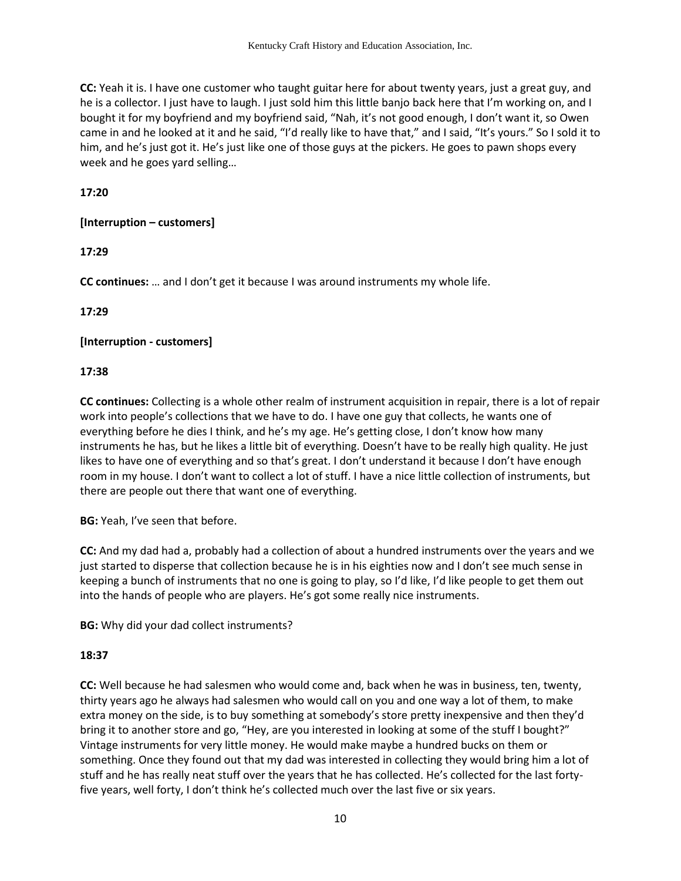**CC:** Yeah it is. I have one customer who taught guitar here for about twenty years, just a great guy, and he is a collector. I just have to laugh. I just sold him this little banjo back here that I'm working on, and I bought it for my boyfriend and my boyfriend said, "Nah, it's not good enough, I don't want it, so Owen came in and he looked at it and he said, "I'd really like to have that," and I said, "It's yours." So I sold it to him, and he's just got it. He's just like one of those guys at the pickers. He goes to pawn shops every week and he goes yard selling…

**17:20**

**[Interruption – customers]**

**17:29**

**CC continues:** … and I don't get it because I was around instruments my whole life.

**17:29**

**[Interruption - customers]**

**17:38**

**CC continues:** Collecting is a whole other realm of instrument acquisition in repair, there is a lot of repair work into people's collections that we have to do. I have one guy that collects, he wants one of everything before he dies I think, and he's my age. He's getting close, I don't know how many instruments he has, but he likes a little bit of everything. Doesn't have to be really high quality. He just likes to have one of everything and so that's great. I don't understand it because I don't have enough room in my house. I don't want to collect a lot of stuff. I have a nice little collection of instruments, but there are people out there that want one of everything.

**BG:** Yeah, I've seen that before.

**CC:** And my dad had a, probably had a collection of about a hundred instruments over the years and we just started to disperse that collection because he is in his eighties now and I don't see much sense in keeping a bunch of instruments that no one is going to play, so I'd like, I'd like people to get them out into the hands of people who are players. He's got some really nice instruments.

**BG:** Why did your dad collect instruments?

**18:37**

**CC:** Well because he had salesmen who would come and, back when he was in business, ten, twenty, thirty years ago he always had salesmen who would call on you and one way a lot of them, to make extra money on the side, is to buy something at somebody's store pretty inexpensive and then they'd bring it to another store and go, "Hey, are you interested in looking at some of the stuff I bought?" Vintage instruments for very little money. He would make maybe a hundred bucks on them or something. Once they found out that my dad was interested in collecting they would bring him a lot of stuff and he has really neat stuff over the years that he has collected. He's collected for the last forty-five years, well forty, I don't think he's collected much over the last five or six years.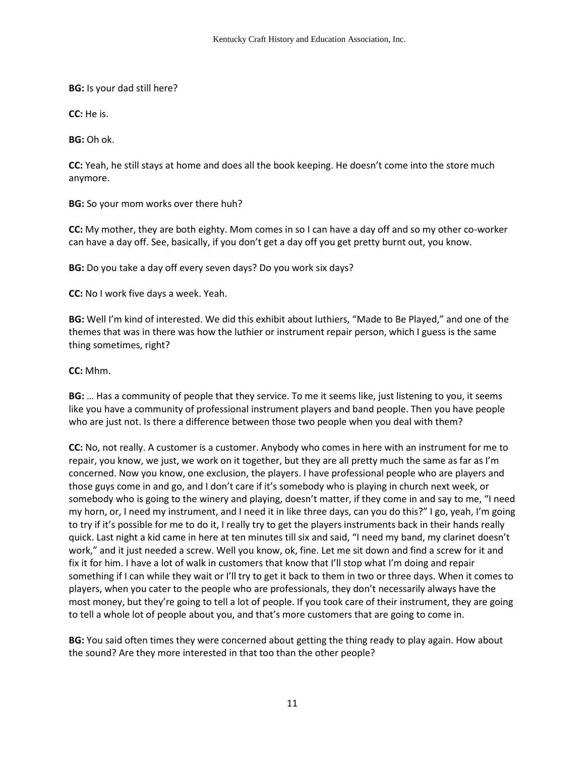**BG:** Is your dad still here?

**CC:** He is.

**BG:** Oh ok.

**CC:** Yeah, he still stays at home and does all the book keeping. He doesn't come into the store much anymore.

**BG:** So your mom works over there huh?

**CC:** My mother, they are both eighty. Mom comes in so I can have a day off and so my other co-worker can have a day off. See, basically, if you don't get a day off you get pretty burnt out, you know.

**BG:** Do you take a day off every seven days? Do you work six days?

**CC:** No I work five days a week. Yeah.

**BG:** Well I'm kind of interested. We did this exhibit about luthiers, "Made to Be Played," and one of the themes that was in there was how the luthier or instrument repair person, which I guess is the same thing sometimes, right?

**CC:** Mhm.

**BG:** … Has a community of people that they service. To me it seems like, just listening to you, it seems like you have a community of professional instrument players and band people. Then you have people who are just not. Is there a difference between those two people when you deal with them?

**CC:** No, not really. A customer is a customer. Anybody who comes in here with an instrument for me to repair, you know, we just, we work on it together, but they are all pretty much the same as far as I'm concerned. Now you know, one exclusion, the players. I have professional people who are players and those guys come in and go, and I don't care if it's somebody who is playing in church next week, or somebody who is going to the winery and playing, doesn't matter, if they come in and say to me, "I need my horn, or, I need my instrument, and I need it in like three days, can you do this?" I go, yeah, I'm going to try if it's possible for me to do it, I really try to get the players instruments back in their hands really quick. Last night a kid came in here at ten minutes till six and said, "I need my band, my clarinet doesn't work," and it just needed a screw. Well you know, ok, fine. Let me sit down and find a screw for it and fix it for him. I have a lot of walk in customers that know that I'll stop what I'm doing and repair something if I can while they wait or I'll try to get it back to them in two or three days. When it comes to players, when you cater to the people who are professionals, they don't necessarily always have the most money, but they're going to tell a lot of people. If you took care of their instrument, they are going to tell a whole lot of people about you, and that's more customers that are going to come in.

**BG:** You said often times they were concerned about getting the thing ready to play again. How about the sound? Are they more interested in that too than the other people?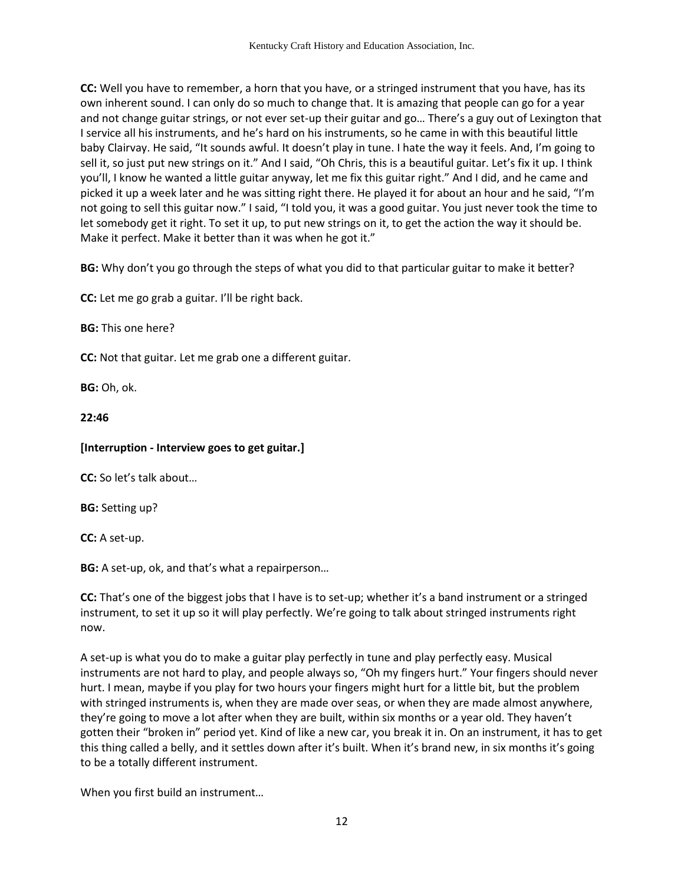**CC:** Well you have to remember, a horn that you have, or a stringed instrument that you have, has its own inherent sound. I can only do so much to change that. It is amazing that people can go for a year and not change guitar strings, or not ever set-up their guitar and go… There's a guy out of Lexington that I service all his instruments, and he's hard on his instruments, so he came in with this beautiful little baby Clairvay. He said, "It sounds awful. It doesn't play in tune. I hate the way it feels. And, I'm going to sell it, so just put new strings on it." And I said, "Oh Chris, this is a beautiful guitar. Let's fix it up. I think you'll, I know he wanted a little guitar anyway, let me fix this guitar right." And I did, and he came and picked it up a week later and he was sitting right there. He played it for about an hour and he said, "I'm not going to sell this guitar now." I said, "I told you, it was a good guitar. You just never took the time to let somebody get it right. To set it up, to put new strings on it, to get the action the way it should be. Make it perfect. Make it better than it was when he got it."

**BG:** Why don't you go through the steps of what you did to that particular guitar to make it better?

**CC:** Let me go grab a guitar. I'll be right back.

**BG:** This one here?

**CC:** Not that guitar. Let me grab one a different guitar.

**BG:** Oh, ok.

**22:46**

**[Interruption - Interview goes to get guitar.]**

**CC:** So let's talk about…

**BG:** Setting up?

**CC:** A set-up.

**BG:** A set-up, ok, and that's what a repairperson…

**CC:** That's one of the biggest jobs that I have is to set-up; whether it's a band instrument or a stringed instrument, to set it up so it will play perfectly. We're going to talk about stringed instruments right now.

A set-up is what you do to make a guitar play perfectly in tune and play perfectly easy. Musical instruments are not hard to play, and people always so, "Oh my fingers hurt." Your fingers should never hurt. I mean, maybe if you play for two hours your fingers might hurt for a little bit, but the problem with stringed instruments is, when they are made over seas, or when they are made almost anywhere, they're going to move a lot after when they are built, within six months or a year old. They haven't gotten their "broken in" period yet. Kind of like a new car, you break it in. On an instrument, it has to get this thing called a belly, and it settles down after it's built. When it's brand new, in six months it's going to be a totally different instrument.

When you first build an instrument…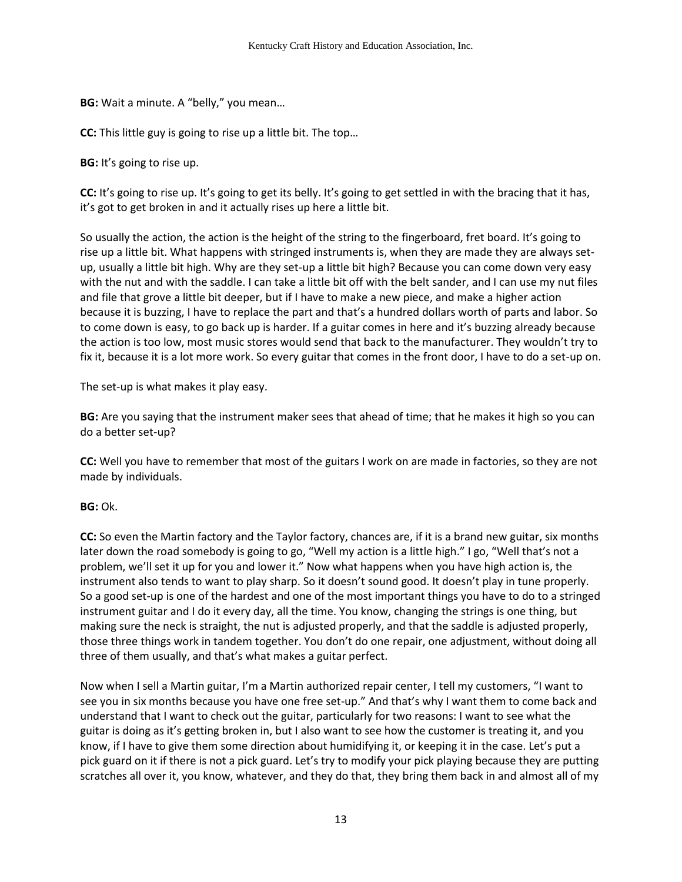**BG:** Wait a minute. A "belly," you mean…

**CC:** This little guy is going to rise up a little bit. The top…

**BG:** It's going to rise up.

**CC:** It's going to rise up. It's going to get its belly. It's going to get settled in with the bracing that it has, it's got to get broken in and it actually rises up here a little bit.

So usually the action, the action is the height of the string to the fingerboard, fret board. It's going to rise up a little bit. What happens with stringed instruments is, when they are made they are always set-up, usually a little bit high. Why are they set-up a little bit high? Because you can come down very easy with the nut and with the saddle. I can take a little bit off with the belt sander, and I can use my nut files and file that grove a little bit deeper, but if I have to make a new piece, and make a higher action because it is buzzing, I have to replace the part and that's a hundred dollars worth of parts and labor. So to come down is easy, to go back up is harder. If a guitar comes in here and it's buzzing already because the action is too low, most music stores would send that back to the manufacturer. They wouldn't try to fix it, because it is a lot more work. So every guitar that comes in the front door, I have to do a set-up on.

The set-up is what makes it play easy.

**BG:** Are you saying that the instrument maker sees that ahead of time; that he makes it high so you can do a better set-up?

**CC:** Well you have to remember that most of the guitars I work on are made in factories, so they are not made by individuals.

**BG:** Ok.

**CC:** So even the Martin factory and the Taylor factory, chances are, if it is a brand new guitar, six months later down the road somebody is going to go, "Well my action is a little high." I go, "Well that's not a problem, we'll set it up for you and lower it." Now what happens when you have high action is, the instrument also tends to want to play sharp. So it doesn't sound good. It doesn't play in tune properly. So a good set-up is one of the hardest and one of the most important things you have to do to a stringed instrument guitar and I do it every day, all the time. You know, changing the strings is one thing, but making sure the neck is straight, the nut is adjusted properly, and that the saddle is adjusted properly, those three things work in tandem together. You don't do one repair, one adjustment, without doing all three of them usually, and that's what makes a guitar perfect.

Now when I sell a Martin guitar, I'm a Martin authorized repair center, I tell my customers, "I want to see you in six months because you have one free set-up." And that's why I want them to come back and understand that I want to check out the guitar, particularly for two reasons: I want to see what the guitar is doing as it's getting broken in, but I also want to see how the customer is treating it, and you know, if I have to give them some direction about humidifying it, or keeping it in the case. Let's put a pick guard on it if there is not a pick guard. Let's try to modify your pick playing because they are putting scratches all over it, you know, whatever, and they do that, they bring them back in and almost all of my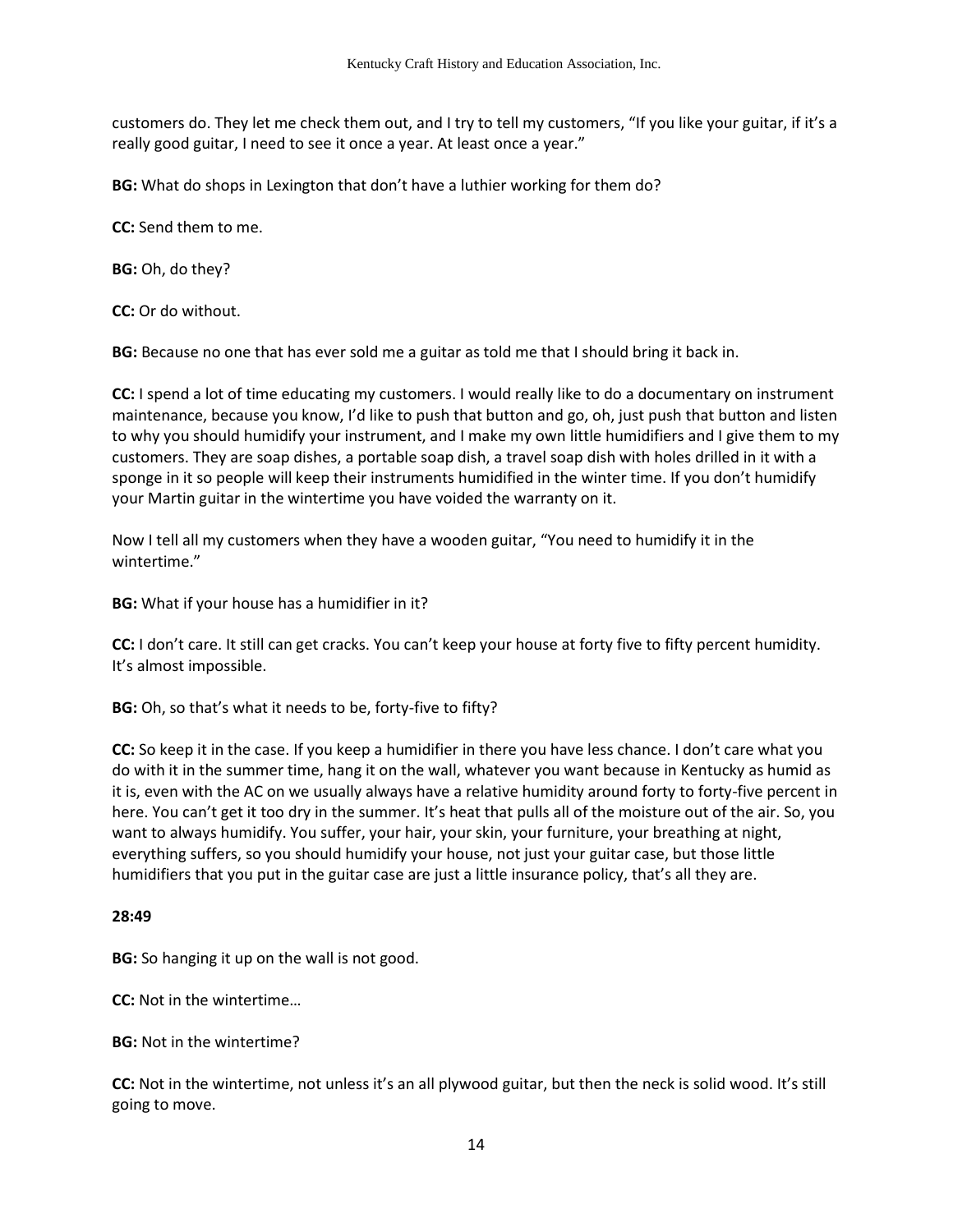customers do. They let me check them out, and I try to tell my customers, "If you like your guitar, if it's a really good guitar, I need to see it once a year. At least once a year."

**BG:** What do shops in Lexington that don't have a luthier working for them do?

**CC:** Send them to me.

**BG:** Oh, do they?

**CC:** Or do without.

**BG:** Because no one that has ever sold me a guitar as told me that I should bring it back in.

**CC:** I spend a lot of time educating my customers. I would really like to do a documentary on instrument maintenance, because you know, I'd like to push that button and go, oh, just push that button and listen to why you should humidify your instrument, and I make my own little humidifiers and I give them to my customers. They are soap dishes, a portable soap dish, a travel soap dish with holes drilled in it with a sponge in it so people will keep their instruments humidified in the winter time. If you don't humidify your Martin guitar in the wintertime you have voided the warranty on it.

Now I tell all my customers when they have a wooden guitar, "You need to humidify it in the wintertime."

**BG:** What if your house has a humidifier in it?

**CC:** I don't care. It still can get cracks. You can't keep your house at forty five to fifty percent humidity. It's almost impossible.

**BG:** Oh, so that's what it needs to be, forty-five to fifty?

**CC:** So keep it in the case. If you keep a humidifier in there you have less chance. I don't care what you do with it in the summer time, hang it on the wall, whatever you want because in Kentucky as humid as it is, even with the AC on we usually always have a relative humidity around forty to forty-five percent in here. You can't get it too dry in the summer. It's heat that pulls all of the moisture out of the air. So, you want to always humidify. You suffer, your hair, your skin, your furniture, your breathing at night, everything suffers, so you should humidify your house, not just your guitar case, but those little humidifiers that you put in the guitar case are just a little insurance policy, that's all they are.

**28:49**

**BG:** So hanging it up on the wall is not good.

**CC:** Not in the wintertime…

**BG:** Not in the wintertime?

**CC:** Not in the wintertime, not unless it's an all plywood guitar, but then the neck is solid wood. It's still going to move.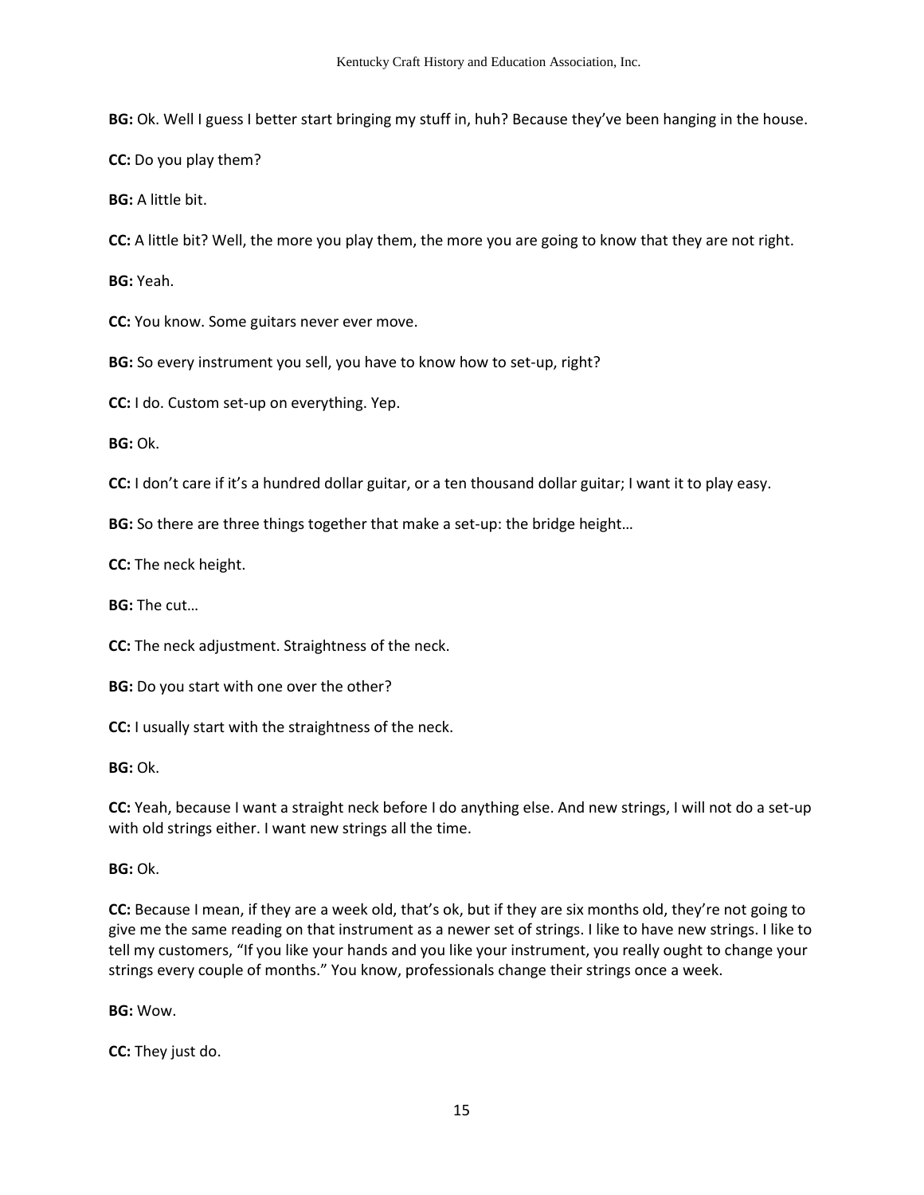**BG:** Ok. Well I guess I better start bringing my stuff in, huh? Because they've been hanging in the house.

**CC:** Do you play them?

**BG:** A little bit.

**CC:** A little bit? Well, the more you play them, the more you are going to know that they are not right.

**BG:** Yeah.

**CC:** You know. Some guitars never ever move.

**BG:** So every instrument you sell, you have to know how to set-up, right?

**CC:** I do. Custom set-up on everything. Yep.

**BG:** Ok.

**CC:** I don't care if it's a hundred dollar guitar, or a ten thousand dollar guitar; I want it to play easy.

**BG:** So there are three things together that make a set-up: the bridge height…

**CC:** The neck height.

**BG:** The cut…

**CC:** The neck adjustment. Straightness of the neck.

**BG:** Do you start with one over the other?

**CC:** I usually start with the straightness of the neck.

**BG:** Ok.

**CC:** Yeah, because I want a straight neck before I do anything else. And new strings, I will not do a set-up with old strings either. I want new strings all the time.

**BG:** Ok.

**CC:** Because I mean, if they are a week old, that's ok, but if they are six months old, they're not going to give me the same reading on that instrument as a newer set of strings. I like to have new strings. I like to tell my customers, "If you like your hands and you like your instrument, you really ought to change your strings every couple of months." You know, professionals change their strings once a week.

**BG:** Wow.

**CC:** They just do.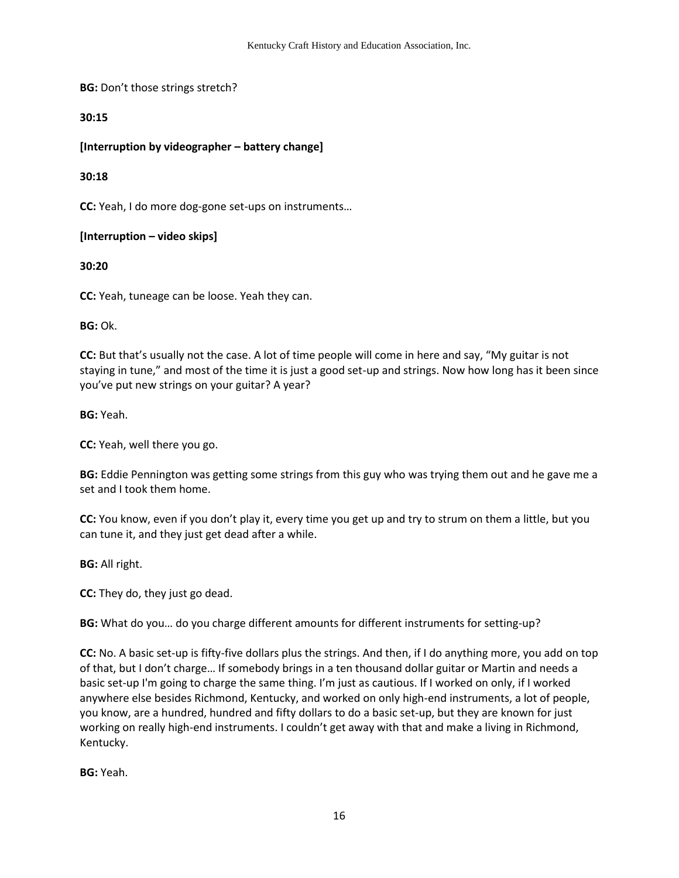**BG:** Don't those strings stretch?

**30:15**

**[Interruption by videographer – battery change]**

**30:18**

**CC:** Yeah, I do more dog-gone set-ups on instruments…

**[Interruption – video skips]**

**30:20**

**CC:** Yeah, tuneage can be loose. Yeah they can.

**BG:** Ok.

**CC:** But that's usually not the case. A lot of time people will come in here and say, "My guitar is not staying in tune," and most of the time it is just a good set-up and strings. Now how long has it been since you've put new strings on your guitar? A year?

**BG:** Yeah.

**CC:** Yeah, well there you go.

**BG:** Eddie Pennington was getting some strings from this guy who was trying them out and he gave me a set and I took them home.

**CC:** You know, even if you don't play it, every time you get up and try to strum on them a little, but you can tune it, and they just get dead after a while.

**BG:** All right.

**CC:** They do, they just go dead.

**BG:** What do you… do you charge different amounts for different instruments for setting-up?

**CC:** No. A basic set-up is fifty-five dollars plus the strings. And then, if I do anything more, you add on top of that, but I don't charge… If somebody brings in a ten thousand dollar guitar or Martin and needs a basic set-up I'm going to charge the same thing. I'm just as cautious. If I worked on only, if I worked anywhere else besides Richmond, Kentucky, and worked on only high-end instruments, a lot of people, you know, are a hundred, hundred and fifty dollars to do a basic set-up, but they are known for just working on really high-end instruments. I couldn't get away with that and make a living in Richmond, Kentucky.

**BG:** Yeah.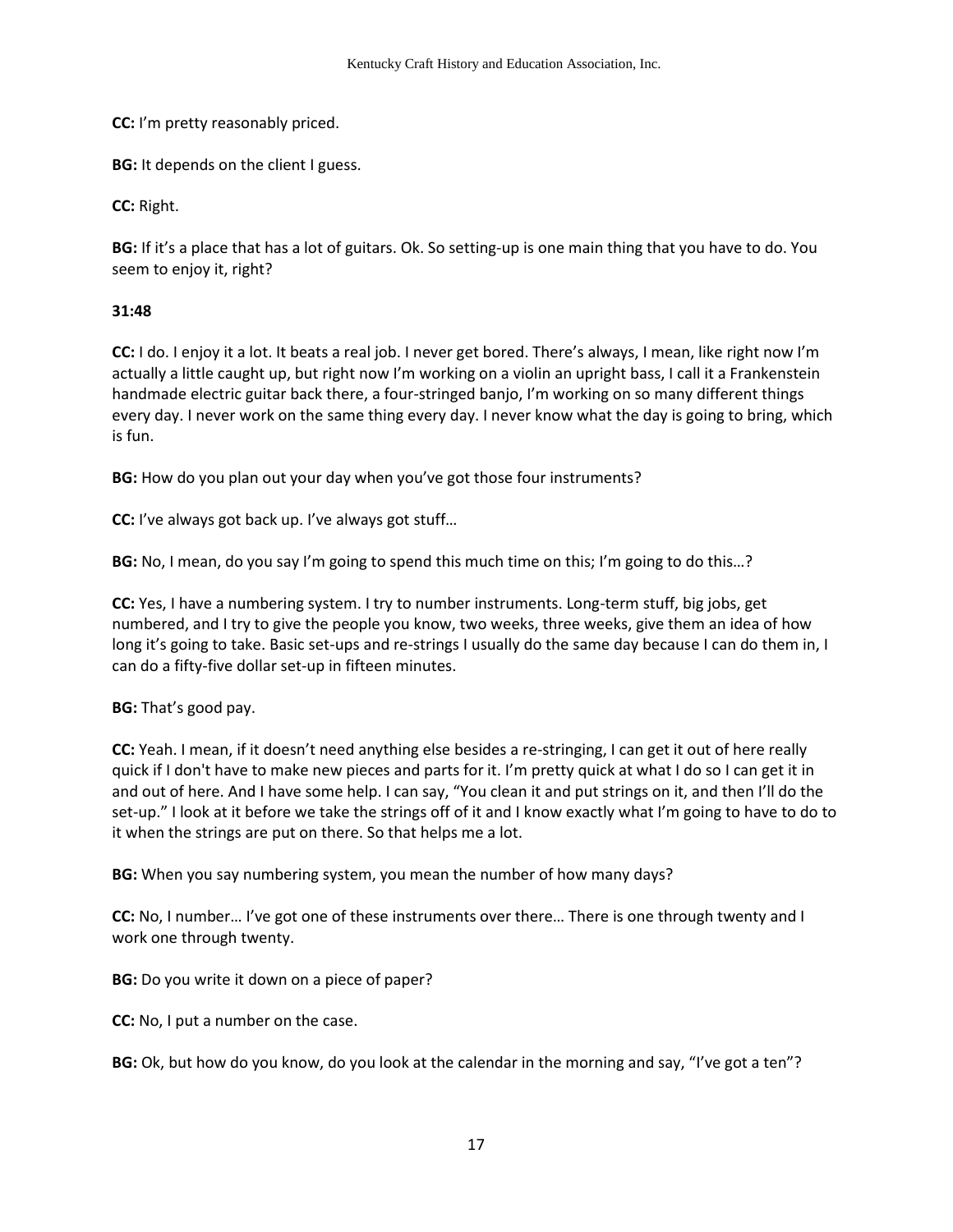**CC:** I'm pretty reasonably priced.

**BG:** It depends on the client I guess.

**CC:** Right.

**BG:** If it's a place that has a lot of guitars. Ok. So setting-up is one main thing that you have to do. You seem to enjoy it, right?

**31:48**

**CC:** I do. I enjoy it a lot. It beats a real job. I never get bored. There's always, I mean, like right now I'm actually a little caught up, but right now I'm working on a violin an upright bass, I call it a Frankenstein handmade electric guitar back there, a four-stringed banjo, I'm working on so many different things every day. I never work on the same thing every day. I never know what the day is going to bring, which is fun.

**BG:** How do you plan out your day when you've got those four instruments?

**CC:** I've always got back up. I've always got stuff…

**BG:** No, I mean, do you say I'm going to spend this much time on this; I'm going to do this…?

**CC:** Yes, I have a numbering system. I try to number instruments. Long-term stuff, big jobs, get numbered, and I try to give the people you know, two weeks, three weeks, give them an idea of how long it's going to take. Basic set-ups and re-strings I usually do the same day because I can do them in, I can do a fifty-five dollar set-up in fifteen minutes.

**BG:** That's good pay.

**CC:** Yeah. I mean, if it doesn't need anything else besides a re-stringing, I can get it out of here really quick if I don't have to make new pieces and parts for it. I'm pretty quick at what I do so I can get it in and out of here. And I have some help. I can say, "You clean it and put strings on it, and then I'll do the set-up." I look at it before we take the strings off of it and I know exactly what I'm going to have to do to it when the strings are put on there. So that helps me a lot.

**BG:** When you say numbering system, you mean the number of how many days?

**CC:** No, I number… I've got one of these instruments over there… There is one through twenty and I work one through twenty.

**BG:** Do you write it down on a piece of paper?

**CC:** No, I put a number on the case.

**BG:** Ok, but how do you know, do you look at the calendar in the morning and say, "I've got a ten"?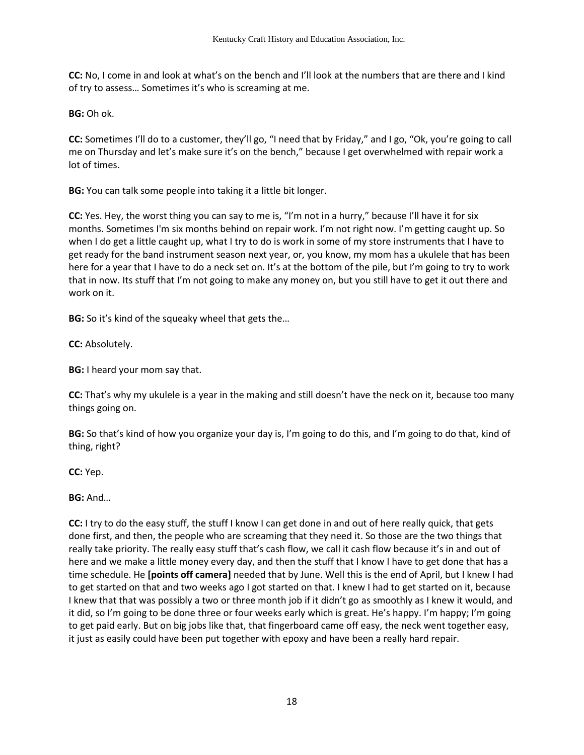**CC:** No, I come in and look at what's on the bench and I'll look at the numbers that are there and I kind of try to assess… Sometimes it's who is screaming at me.

**BG:** Oh ok.

**CC:** Sometimes I'll do to a customer, they'll go, "I need that by Friday," and I go, "Ok, you're going to call me on Thursday and let's make sure it's on the bench," because I get overwhelmed with repair work a lot of times.

**BG:** You can talk some people into taking it a little bit longer.

**CC:** Yes. Hey, the worst thing you can say to me is, "I'm not in a hurry," because I'll have it for six months. Sometimes I'm six months behind on repair work. I'm not right now. I'm getting caught up. So when I do get a little caught up, what I try to do is work in some of my store instruments that I have to get ready for the band instrument season next year, or, you know, my mom has a ukulele that has been here for a year that I have to do a neck set on. It's at the bottom of the pile, but I'm going to try to work that in now. Its stuff that I'm not going to make any money on, but you still have to get it out there and work on it.

**BG:** So it's kind of the squeaky wheel that gets the…

**CC:** Absolutely.

**BG:** I heard your mom say that.

**CC:** That's why my ukulele is a year in the making and still doesn't have the neck on it, because too many things going on.

**BG:** So that's kind of how you organize your day is, I'm going to do this, and I'm going to do that, kind of thing, right?

**CC:** Yep.

**BG:** And…

**CC:** I try to do the easy stuff, the stuff I know I can get done in and out of here really quick, that gets done first, and then, the people who are screaming that they need it. So those are the two things that really take priority. The really easy stuff that's cash flow, we call it cash flow because it's in and out of here and we make a little money every day, and then the stuff that I know I have to get done that has a time schedule. He **[points off camera]** needed that by June. Well this is the end of April, but I knew I had to get started on that and two weeks ago I got started on that. I knew I had to get started on it, because I knew that that was possibly a two or three month job if it didn't go as smoothly as I knew it would, and it did, so I'm going to be done three or four weeks early which is great. He's happy. I'm happy; I'm going to get paid early. But on big jobs like that, that fingerboard came off easy, the neck went together easy, it just as easily could have been put together with epoxy and have been a really hard repair.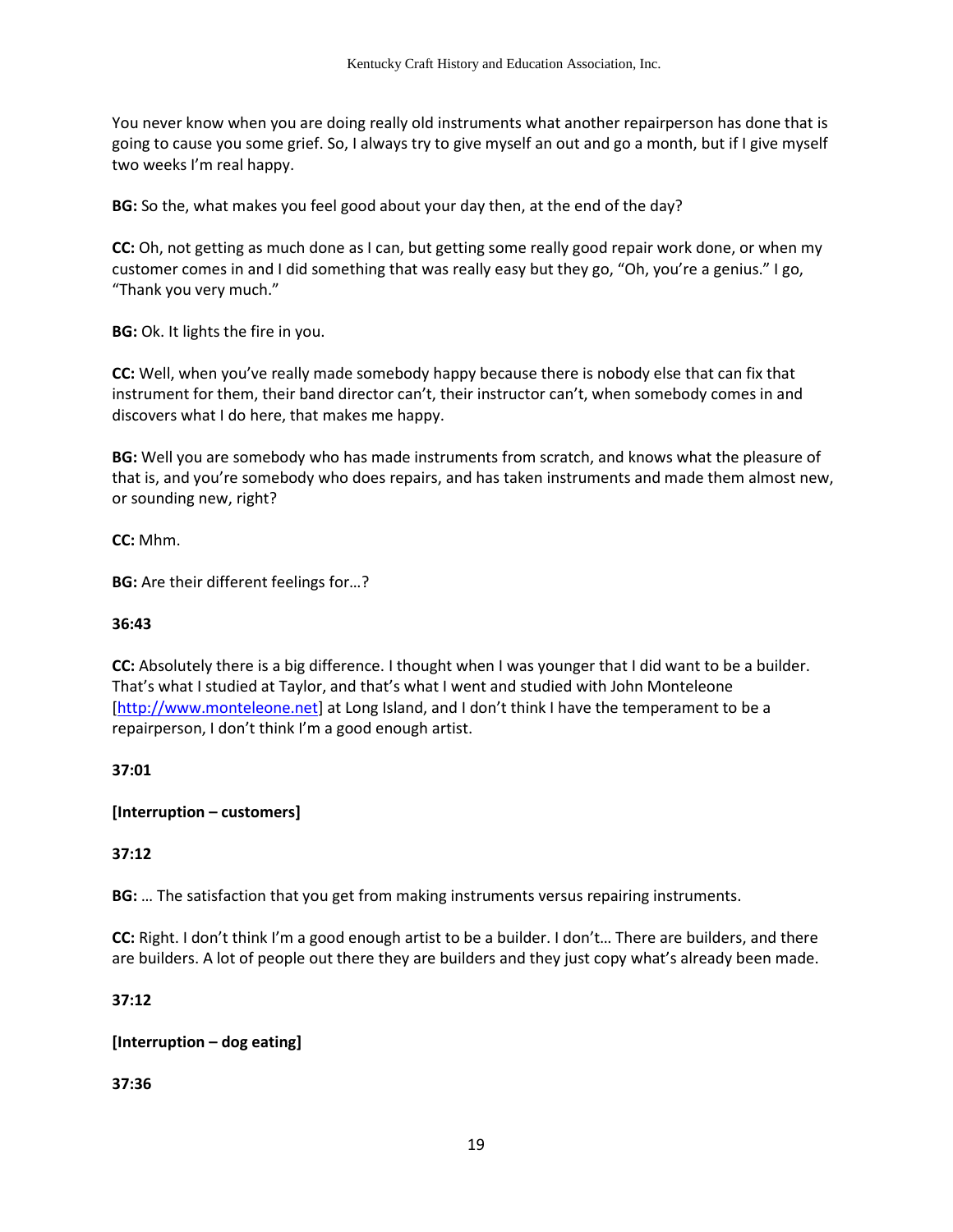You never know when you are doing really old instruments what another repairperson has done that is going to cause you some grief. So, I always try to give myself an out and go a month, but if I give myself two weeks I'm real happy.

**BG:** So the, what makes you feel good about your day then, at the end of the day?

**CC:** Oh, not getting as much done as I can, but getting some really good repair work done, or when my customer comes in and I did something that was really easy but they go, "Oh, you're a genius." I go, "Thank you very much."

**BG:** Ok. It lights the fire in you.

**CC:** Well, when you've really made somebody happy because there is nobody else that can fix that instrument for them, their band director can't, their instructor can't, when somebody comes in and discovers what I do here, that makes me happy.

**BG:** Well you are somebody who has made instruments from scratch, and knows what the pleasure of that is, and you're somebody who does repairs, and has taken instruments and made them almost new, or sounding new, right?

**CC:** Mhm.

**BG:** Are their different feelings for…?

**36:43**

**CC:** Absolutely there is a big difference. I thought when I was younger that I did want to be a builder. That's what I studied at Taylor, and that's what I went and studied with John Monteleone [http://www.monteleone.net] at Long Island, and I don't think I have the temperament to be a repairperson, I don't think I'm a good enough artist.

**37:01**

**[Interruption – customers]**

**37:12**

**BG:** … The satisfaction that you get from making instruments versus repairing instruments.

**CC:** Right. I don't think I'm a good enough artist to be a builder. I don't… There are builders, and there are builders. A lot of people out there they are builders and they just copy what's already been made.

**37:12**

**[Interruption – dog eating]**

**37:36**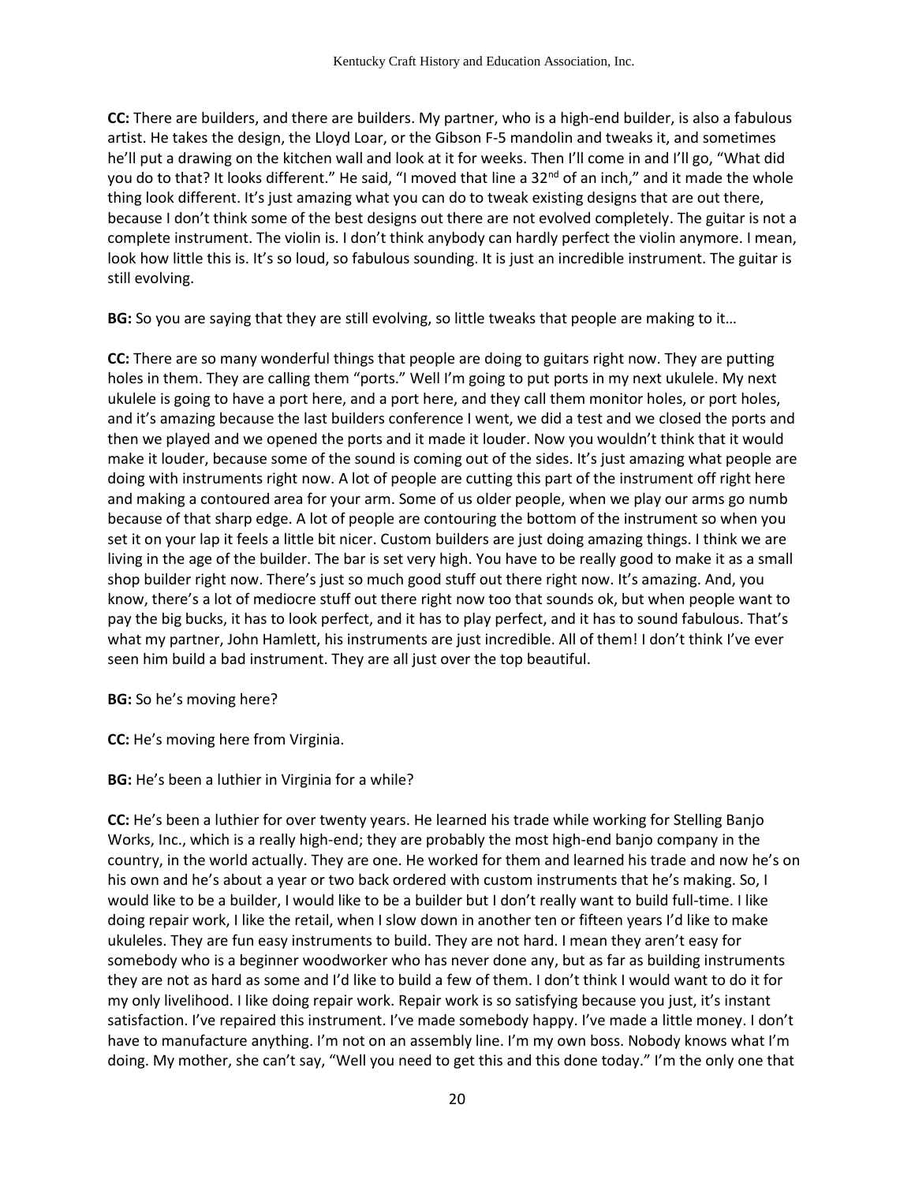**CC:** There are builders, and there are builders. My partner, who is a high-end builder, is also a fabulous artist. He takes the design, the Lloyd Loar, or the Gibson F-5 mandolin and tweaks it, and sometimes he'll put a drawing on the kitchen wall and look at it for weeks. Then I'll come in and I'll go, "What did you do to that? It looks different." He said, "I moved that line a 32nd of an inch," and it made the whole thing look different. It's just amazing what you can do to tweak existing designs that are out there, because I don't think some of the best designs out there are not evolved completely. The guitar is not a complete instrument. The violin is. I don't think anybody can hardly perfect the violin anymore. I mean, look how little this is. It's so loud, so fabulous sounding. It is just an incredible instrument. The guitar is still evolving.

**BG:** So you are saying that they are still evolving, so little tweaks that people are making to it…

**CC:** There are so many wonderful things that people are doing to guitars right now. They are putting holes in them. They are calling them "ports." Well I'm going to put ports in my next ukulele. My next ukulele is going to have a port here, and a port here, and they call them monitor holes, or port holes, and it's amazing because the last builders conference I went, we did a test and we closed the ports and then we played and we opened the ports and it made it louder. Now you wouldn't think that it would make it louder, because some of the sound is coming out of the sides. It's just amazing what people are doing with instruments right now. A lot of people are cutting this part of the instrument off right here and making a contoured area for your arm. Some of us older people, when we play our arms go numb because of that sharp edge. A lot of people are contouring the bottom of the instrument so when you set it on your lap it feels a little bit nicer. Custom builders are just doing amazing things. I think we are living in the age of the builder. The bar is set very high. You have to be really good to make it as a small shop builder right now. There's just so much good stuff out there right now. It's amazing. And, you know, there's a lot of mediocre stuff out there right now too that sounds ok, but when people want to pay the big bucks, it has to look perfect, and it has to play perfect, and it has to sound fabulous. That's what my partner, John Hamlett, his instruments are just incredible. All of them! I don't think I've ever seen him build a bad instrument. They are all just over the top beautiful.

**BG:** So he's moving here?

**CC:** He's moving here from Virginia.

**BG:** He's been a luthier in Virginia for a while?

**CC:** He's been a luthier for over twenty years. He learned his trade while working for Stelling Banjo Works, Inc., which is a really high-end; they are probably the most high-end banjo company in the country, in the world actually. They are one. He worked for them and learned his trade and now he's on his own and he's about a year or two back ordered with custom instruments that he's making. So, I would like to be a builder, I would like to be a builder but I don't really want to build full-time. I like doing repair work, I like the retail, when I slow down in another ten or fifteen years I'd like to make ukuleles. They are fun easy instruments to build. They are not hard. I mean they aren't easy for somebody who is a beginner woodworker who has never done any, but as far as building instruments they are not as hard as some and I'd like to build a few of them. I don't think I would want to do it for my only livelihood. I like doing repair work. Repair work is so satisfying because you just, it's instant satisfaction. I've repaired this instrument. I've made somebody happy. I've made a little money. I don't have to manufacture anything. I'm not on an assembly line. I'm my own boss. Nobody knows what I'm doing. My mother, she can't say, "Well you need to get this and this done today." I'm the only one that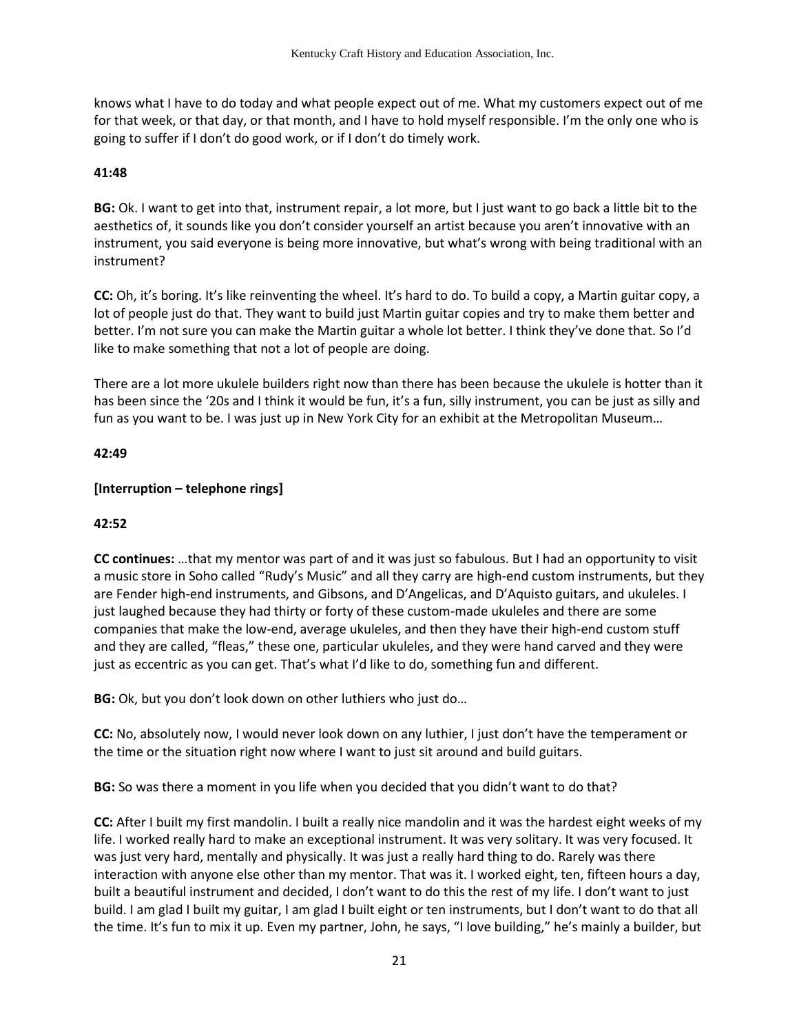knows what I have to do today and what people expect out of me. What my customers expect out of me for that week, or that day, or that month, and I have to hold myself responsible. I'm the only one who is going to suffer if I don't do good work, or if I don't do timely work.

**41:48**

**BG:** Ok. I want to get into that, instrument repair, a lot more, but I just want to go back a little bit to the aesthetics of, it sounds like you don't consider yourself an artist because you aren't innovative with an instrument, you said everyone is being more innovative, but what's wrong with being traditional with an instrument?

**CC:** Oh, it's boring. It's like reinventing the wheel. It's hard to do. To build a copy, a Martin guitar copy, a lot of people just do that. They want to build just Martin guitar copies and try to make them better and better. I'm not sure you can make the Martin guitar a whole lot better. I think they've done that. So I'd like to make something that not a lot of people are doing.

There are a lot more ukulele builders right now than there has been because the ukulele is hotter than it has been since the '20s and I think it would be fun, it's a fun, silly instrument, you can be just as silly and fun as you want to be. I was just up in New York City for an exhibit at the Metropolitan Museum…

**42:49**

**[Interruption – telephone rings]**

**42:52**

**CC continues:** …that my mentor was part of and it was just so fabulous. But I had an opportunity to visit a music store in Soho called "Rudy's Music" and all they carry are high-end custom instruments, but they are Fender high-end instruments, and Gibsons, and D'Angelicas, and D'Aquisto guitars, and ukuleles. I just laughed because they had thirty or forty of these custom-made ukuleles and there are some companies that make the low-end, average ukuleles, and then they have their high-end custom stuff and they are called, "fleas," these one, particular ukuleles, and they were hand carved and they were just as eccentric as you can get. That's what I'd like to do, something fun and different.

**BG:** Ok, but you don't look down on other luthiers who just do…

**CC:** No, absolutely now, I would never look down on any luthier, I just don't have the temperament or the time or the situation right now where I want to just sit around and build guitars.

**BG:** So was there a moment in you life when you decided that you didn't want to do that?

**CC:** After I built my first mandolin. I built a really nice mandolin and it was the hardest eight weeks of my life. I worked really hard to make an exceptional instrument. It was very solitary. It was very focused. It was just very hard, mentally and physically. It was just a really hard thing to do. Rarely was there interaction with anyone else other than my mentor. That was it. I worked eight, ten, fifteen hours a day, built a beautiful instrument and decided, I don't want to do this the rest of my life. I don't want to just build. I am glad I built my guitar, I am glad I built eight or ten instruments, but I don't want to do that all the time. It's fun to mix it up. Even my partner, John, he says, "I love building," he's mainly a builder, but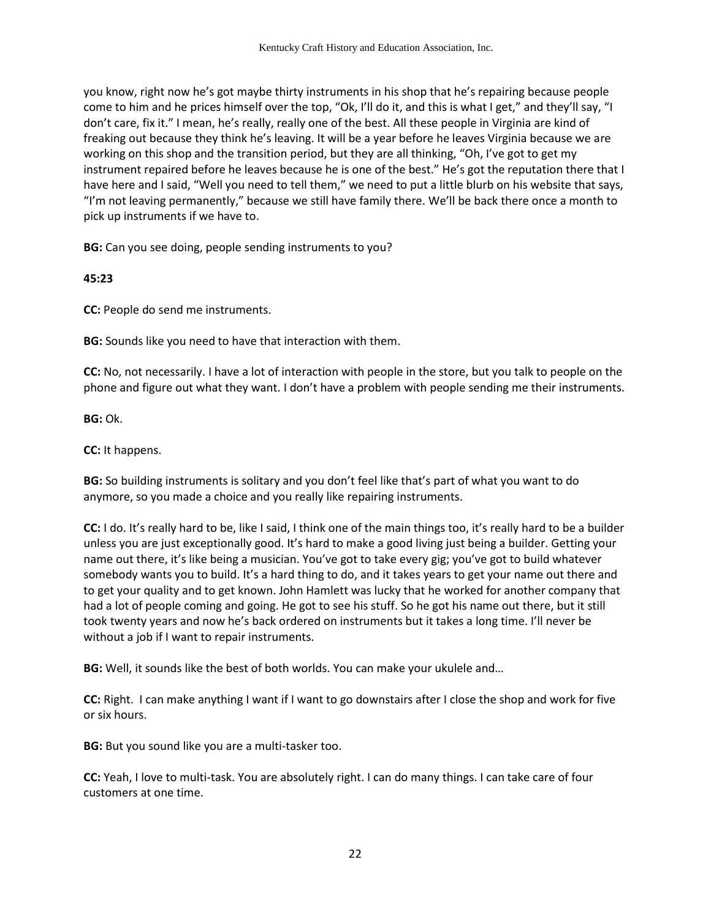you know, right now he's got maybe thirty instruments in his shop that he's repairing because people come to him and he prices himself over the top, "Ok, I'll do it, and this is what I get," and they'll say, "I don't care, fix it." I mean, he's really, really one of the best. All these people in Virginia are kind of freaking out because they think he's leaving. It will be a year before he leaves Virginia because we are working on this shop and the transition period, but they are all thinking, "Oh, I've got to get my instrument repaired before he leaves because he is one of the best." He's got the reputation there that I have here and I said, "Well you need to tell them," we need to put a little blurb on his website that says, "I'm not leaving permanently," because we still have family there. We'll be back there once a month to pick up instruments if we have to.

**BG:** Can you see doing, people sending instruments to you?

**45:23**

**CC:** People do send me instruments.

**BG:** Sounds like you need to have that interaction with them.

**CC:** No, not necessarily. I have a lot of interaction with people in the store, but you talk to people on the phone and figure out what they want. I don't have a problem with people sending me their instruments.

**BG:** Ok.

**CC:** It happens.

**BG:** So building instruments is solitary and you don't feel like that's part of what you want to do anymore, so you made a choice and you really like repairing instruments.

**CC:** I do. It's really hard to be, like I said, I think one of the main things too, it's really hard to be a builder unless you are just exceptionally good. It's hard to make a good living just being a builder. Getting your name out there, it's like being a musician. You've got to take every gig; you've got to build whatever somebody wants you to build. It's a hard thing to do, and it takes years to get your name out there and to get your quality and to get known. John Hamlett was lucky that he worked for another company that had a lot of people coming and going. He got to see his stuff. So he got his name out there, but it still took twenty years and now he's back ordered on instruments but it takes a long time. I'll never be without a job if I want to repair instruments.

**BG:** Well, it sounds like the best of both worlds. You can make your ukulele and…

**CC:** Right. I can make anything I want if I want to go downstairs after I close the shop and work for five or six hours.

**BG:** But you sound like you are a multi-tasker too.

**CC:** Yeah, I love to multi-task. You are absolutely right. I can do many things. I can take care of four customers at one time.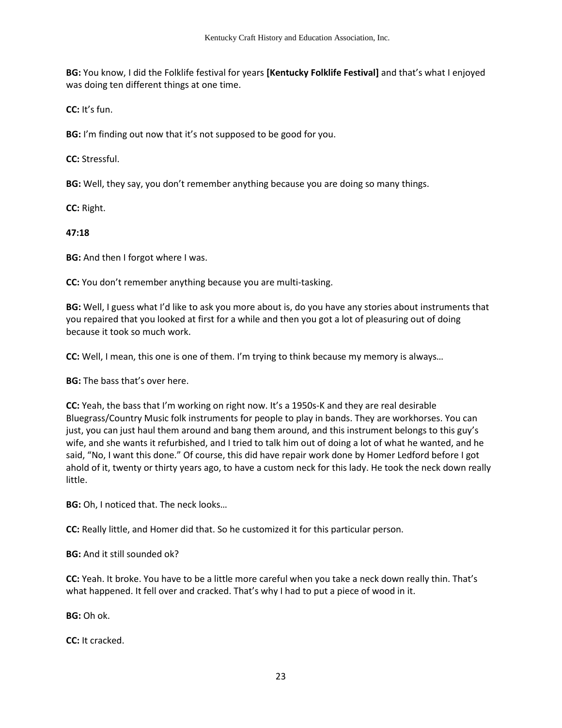**BG:** You know, I did the Folklife festival for years **[Kentucky Folklife Festival]** and that's what I enjoyed was doing ten different things at one time.

**CC:** It's fun.

**BG:** I'm finding out now that it's not supposed to be good for you.

**CC:** Stressful.

**BG:** Well, they say, you don't remember anything because you are doing so many things.

**CC:** Right.

**47:18**

**BG:** And then I forgot where I was.

**CC:** You don't remember anything because you are multi-tasking.

**BG:** Well, I guess what I'd like to ask you more about is, do you have any stories about instruments that you repaired that you looked at first for a while and then you got a lot of pleasuring out of doing because it took so much work.

**CC:** Well, I mean, this one is one of them. I'm trying to think because my memory is always…

**BG:** The bass that's over here.

**CC:** Yeah, the bass that I'm working on right now. It's a 1950s-K and they are real desirable Bluegrass/Country Music folk instruments for people to play in bands. They are workhorses. You can just, you can just haul them around and bang them around, and this instrument belongs to this guy's wife, and she wants it refurbished, and I tried to talk him out of doing a lot of what he wanted, and he said, "No, I want this done." Of course, this did have repair work done by Homer Ledford before I got ahold of it, twenty or thirty years ago, to have a custom neck for this lady. He took the neck down really little.

**BG:** Oh, I noticed that. The neck looks…

**CC:** Really little, and Homer did that. So he customized it for this particular person.

**BG:** And it still sounded ok?

**CC:** Yeah. It broke. You have to be a little more careful when you take a neck down really thin. That's what happened. It fell over and cracked. That's why I had to put a piece of wood in it.

**BG:** Oh ok.

**CC:** It cracked.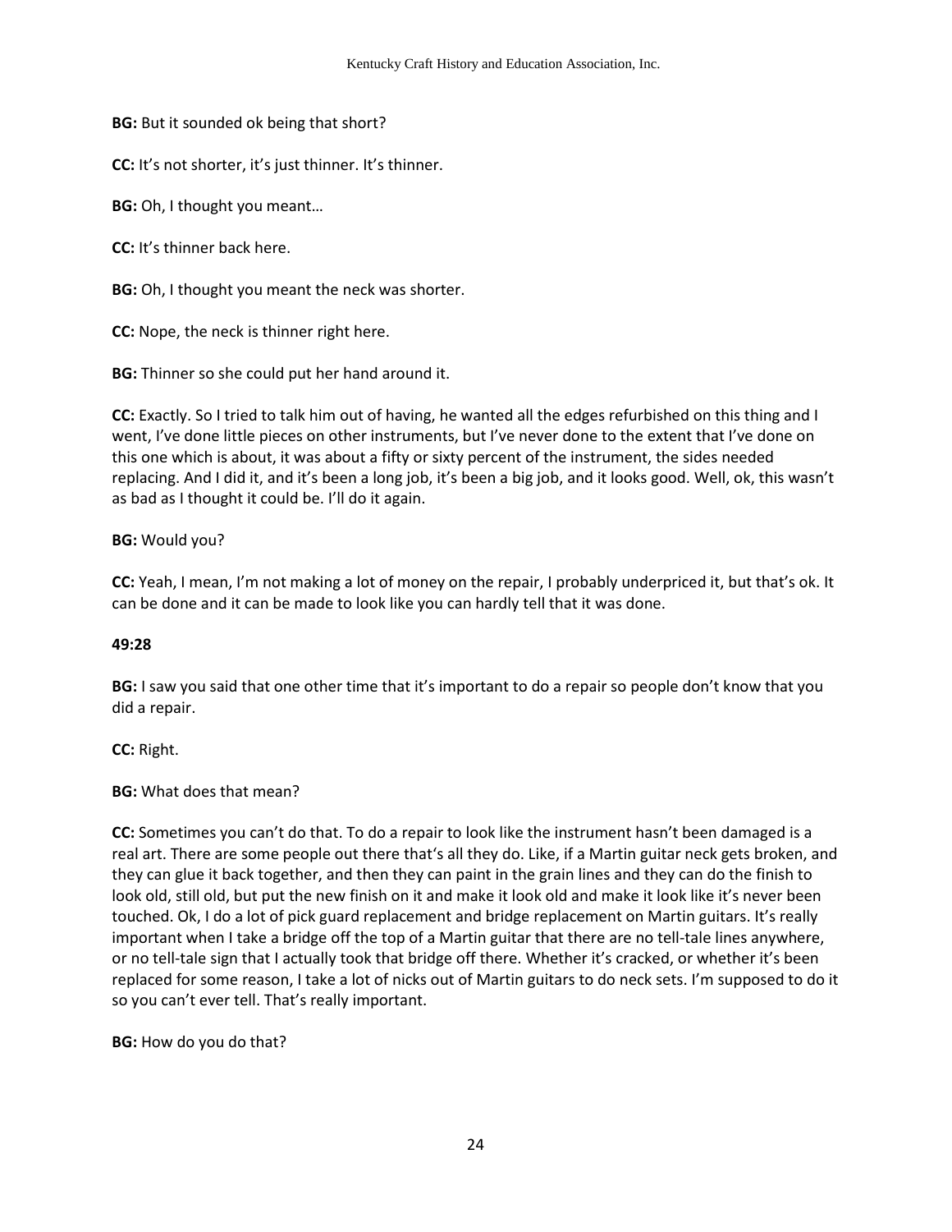**BG:** But it sounded ok being that short?

**CC:** It's not shorter, it's just thinner. It's thinner.

**BG:** Oh, I thought you meant…

**CC:** It's thinner back here.

**BG:** Oh, I thought you meant the neck was shorter.

**CC:** Nope, the neck is thinner right here.

**BG:** Thinner so she could put her hand around it.

**CC:** Exactly. So I tried to talk him out of having, he wanted all the edges refurbished on this thing and I went, I've done little pieces on other instruments, but I've never done to the extent that I've done on this one which is about, it was about a fifty or sixty percent of the instrument, the sides needed replacing. And I did it, and it's been a long job, it's been a big job, and it looks good. Well, ok, this wasn't as bad as I thought it could be. I'll do it again.

**BG:** Would you?

**CC:** Yeah, I mean, I'm not making a lot of money on the repair, I probably underpriced it, but that's ok. It can be done and it can be made to look like you can hardly tell that it was done.

**49:28**

**BG:** I saw you said that one other time that it's important to do a repair so people don't know that you did a repair.

**CC:** Right.

**BG:** What does that mean?

**CC:** Sometimes you can't do that. To do a repair to look like the instrument hasn't been damaged is a real art. There are some people out there that's all they do. Like, if a Martin guitar neck gets broken, and they can glue it back together, and then they can paint in the grain lines and they can do the finish to look old, still old, but put the new finish on it and make it look old and make it look like it's never been touched. Ok, I do a lot of pick guard replacement and bridge replacement on Martin guitars. It's really important when I take a bridge off the top of a Martin guitar that there are no tell-tale lines anywhere, or no tell-tale sign that I actually took that bridge off there. Whether it's cracked, or whether it's been replaced for some reason, I take a lot of nicks out of Martin guitars to do neck sets. I'm supposed to do it so you can't ever tell. That's really important.

**BG:** How do you do that?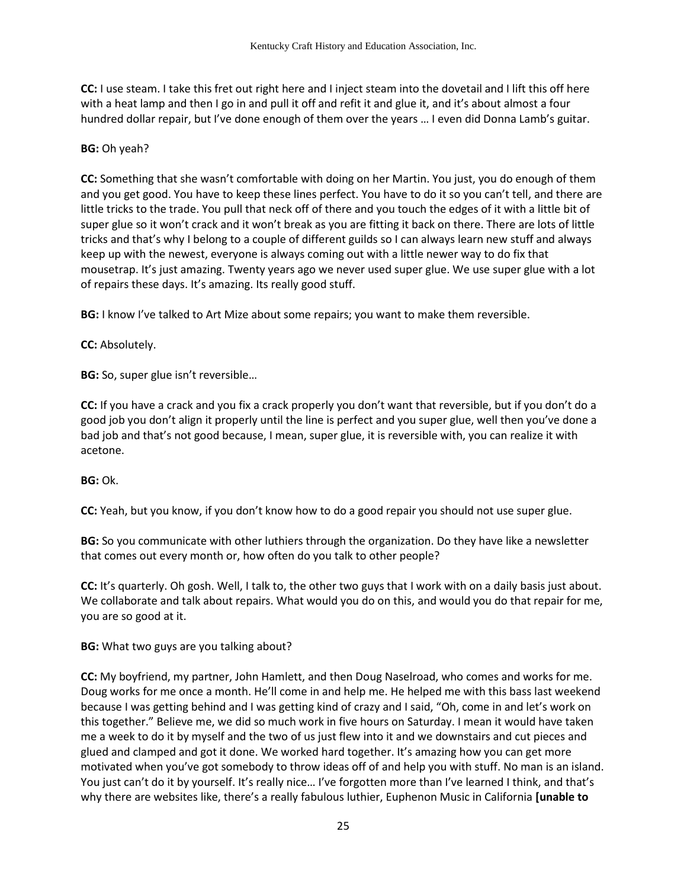**CC:** I use steam. I take this fret out right here and I inject steam into the dovetail and I lift this off here with a heat lamp and then I go in and pull it off and refit it and glue it, and it's about almost a four hundred dollar repair, but I've done enough of them over the years … I even did Donna Lamb's guitar.

**BG:** Oh yeah?

**CC:** Something that she wasn't comfortable with doing on her Martin. You just, you do enough of them and you get good. You have to keep these lines perfect. You have to do it so you can't tell, and there are little tricks to the trade. You pull that neck off of there and you touch the edges of it with a little bit of super glue so it won't crack and it won't break as you are fitting it back on there. There are lots of little tricks and that's why I belong to a couple of different guilds so I can always learn new stuff and always keep up with the newest, everyone is always coming out with a little newer way to do fix that mousetrap. It's just amazing. Twenty years ago we never used super glue. We use super glue with a lot of repairs these days. It's amazing. Its really good stuff.

**BG:** I know I've talked to Art Mize about some repairs; you want to make them reversible.

**CC:** Absolutely.

**BG:** So, super glue isn't reversible…

**CC:** If you have a crack and you fix a crack properly you don't want that reversible, but if you don't do a good job you don't align it properly until the line is perfect and you super glue, well then you've done a bad job and that's not good because, I mean, super glue, it is reversible with, you can realize it with acetone.

**BG:** Ok.

**CC:** Yeah, but you know, if you don't know how to do a good repair you should not use super glue.

**BG:** So you communicate with other luthiers through the organization. Do they have like a newsletter that comes out every month or, how often do you talk to other people?

**CC:** It's quarterly. Oh gosh. Well, I talk to, the other two guys that I work with on a daily basis just about. We collaborate and talk about repairs. What would you do on this, and would you do that repair for me, you are so good at it.

**BG:** What two guys are you talking about?

**CC:** My boyfriend, my partner, John Hamlett, and then Doug Naselroad, who comes and works for me. Doug works for me once a month. He'll come in and help me. He helped me with this bass last weekend because I was getting behind and I was getting kind of crazy and I said, "Oh, come in and let's work on this together." Believe me, we did so much work in five hours on Saturday. I mean it would have taken me a week to do it by myself and the two of us just flew into it and we downstairs and cut pieces and glued and clamped and got it done. We worked hard together. It's amazing how you can get more motivated when you've got somebody to throw ideas off of and help you with stuff. No man is an island. You just can't do it by yourself. It's really nice… I've forgotten more than I've learned I think, and that's why there are websites like, there's a really fabulous luthier, Euphenon Music in California **[unable to**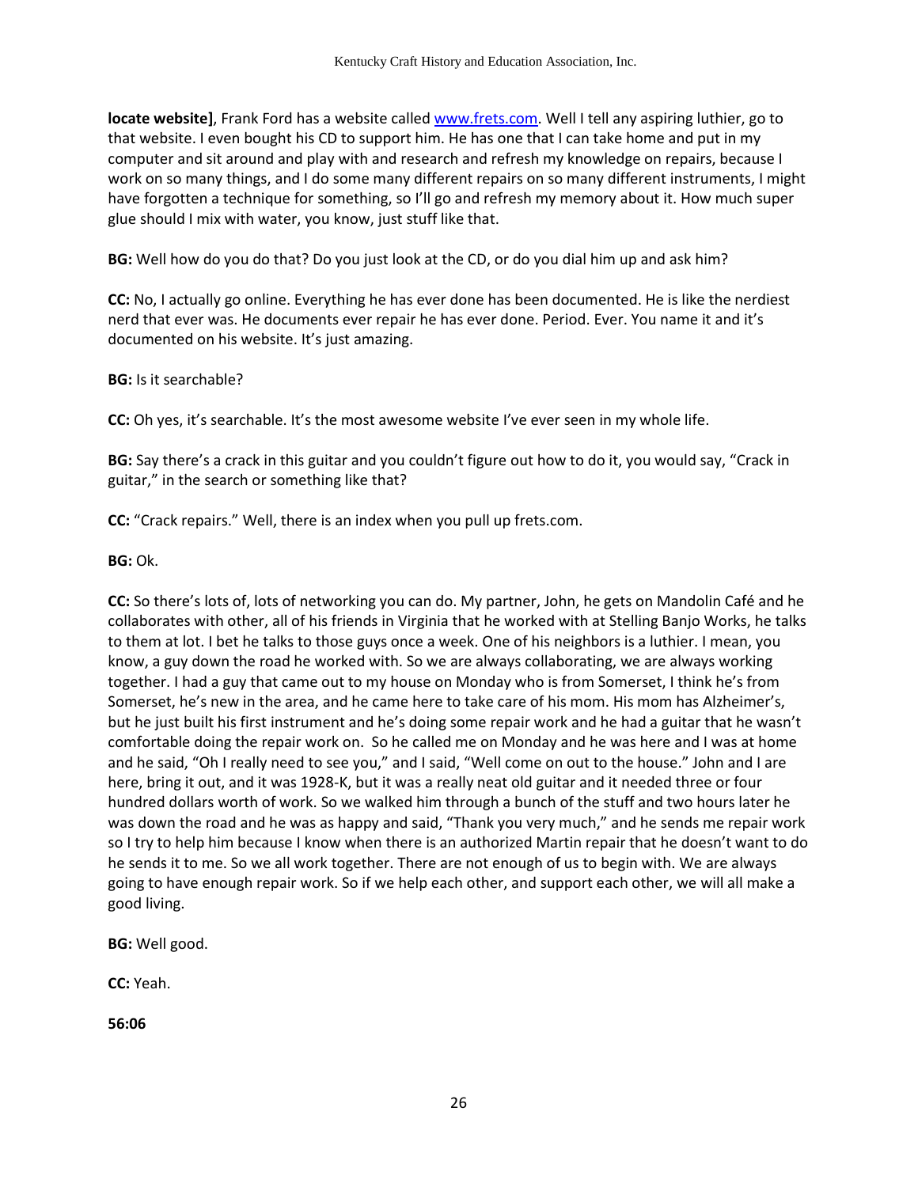**locate website]**, Frank Ford has a website called www.frets.com. Well I tell any aspiring luthier, go to that website. I even bought his CD to support him. He has one that I can take home and put in my computer and sit around and play with and research and refresh my knowledge on repairs, because I work on so many things, and I do some many different repairs on so many different instruments, I might have forgotten a technique for something, so I'll go and refresh my memory about it. How much super glue should I mix with water, you know, just stuff like that.

**BG:** Well how do you do that? Do you just look at the CD, or do you dial him up and ask him?

**CC:** No, I actually go online. Everything he has ever done has been documented. He is like the nerdiest nerd that ever was. He documents ever repair he has ever done. Period. Ever. You name it and it's documented on his website. It's just amazing.

**BG:** Is it searchable?

**CC:** Oh yes, it's searchable. It's the most awesome website I've ever seen in my whole life.

**BG:** Say there's a crack in this guitar and you couldn't figure out how to do it, you would say, "Crack in guitar," in the search or something like that?

**CC:** "Crack repairs." Well, there is an index when you pull up frets.com.

**BG:** Ok.

**CC:** So there's lots of, lots of networking you can do. My partner, John, he gets on Mandolin Café and he collaborates with other, all of his friends in Virginia that he worked with at Stelling Banjo Works, he talks to them at lot. I bet he talks to those guys once a week. One of his neighbors is a luthier. I mean, you know, a guy down the road he worked with. So we are always collaborating, we are always working together. I had a guy that came out to my house on Monday who is from Somerset, I think he's from Somerset, he's new in the area, and he came here to take care of his mom. His mom has Alzheimer's, but he just built his first instrument and he's doing some repair work and he had a guitar that he wasn't comfortable doing the repair work on. So he called me on Monday and he was here and I was at home and he said, "Oh I really need to see you," and I said, "Well come on out to the house." John and I are here, bring it out, and it was 1928-K, but it was a really neat old guitar and it needed three or four hundred dollars worth of work. So we walked him through a bunch of the stuff and two hours later he was down the road and he was as happy and said, "Thank you very much," and he sends me repair work so I try to help him because I know when there is an authorized Martin repair that he doesn't want to do he sends it to me. So we all work together. There are not enough of us to begin with. We are always going to have enough repair work. So if we help each other, and support each other, we will all make a good living.

**BG:** Well good.

**CC:** Yeah.

**56:06**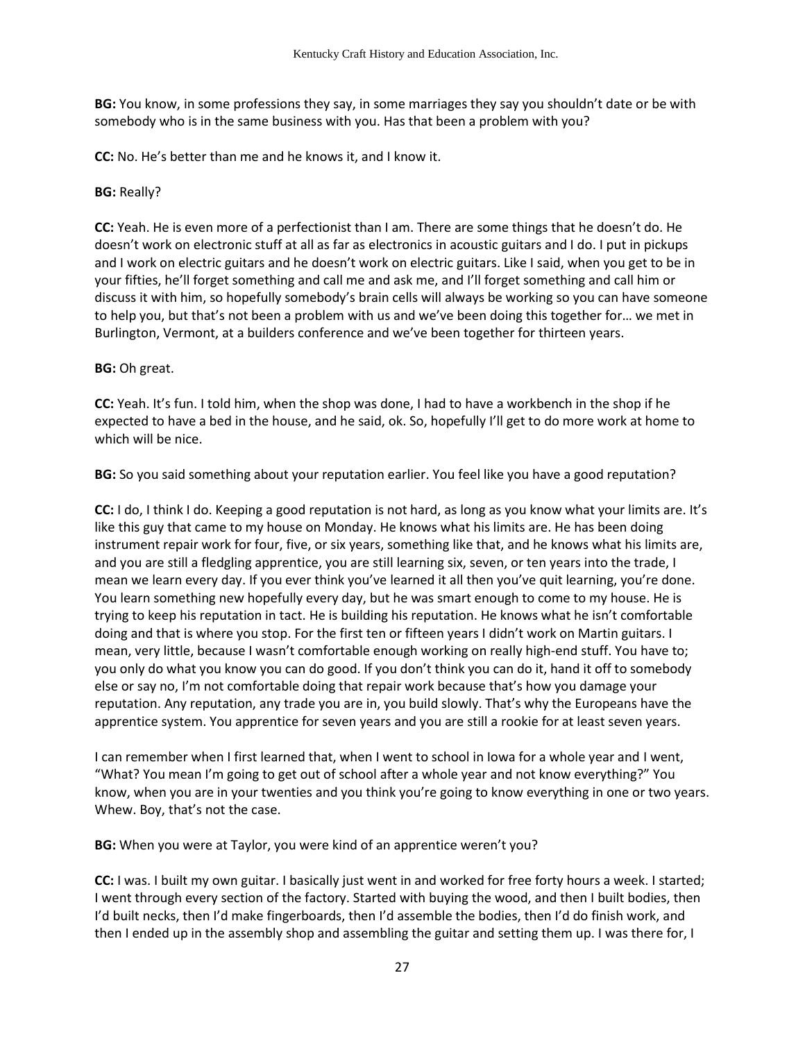**BG:** You know, in some professions they say, in some marriages they say you shouldn't date or be with somebody who is in the same business with you. Has that been a problem with you?

**CC:** No. He's better than me and he knows it, and I know it.

**BG:** Really?

**CC:** Yeah. He is even more of a perfectionist than I am. There are some things that he doesn't do. He doesn't work on electronic stuff at all as far as electronics in acoustic guitars and I do. I put in pickups and I work on electric guitars and he doesn't work on electric guitars. Like I said, when you get to be in your fifties, he'll forget something and call me and ask me, and I'll forget something and call him or discuss it with him, so hopefully somebody's brain cells will always be working so you can have someone to help you, but that's not been a problem with us and we've been doing this together for… we met in Burlington, Vermont, at a builders conference and we've been together for thirteen years.

**BG:** Oh great.

**CC:** Yeah. It's fun. I told him, when the shop was done, I had to have a workbench in the shop if he expected to have a bed in the house, and he said, ok. So, hopefully I'll get to do more work at home to which will be nice.

**BG:** So you said something about your reputation earlier. You feel like you have a good reputation?

**CC:** I do, I think I do. Keeping a good reputation is not hard, as long as you know what your limits are. It's like this guy that came to my house on Monday. He knows what his limits are. He has been doing instrument repair work for four, five, or six years, something like that, and he knows what his limits are, and you are still a fledgling apprentice, you are still learning six, seven, or ten years into the trade, I mean we learn every day. If you ever think you've learned it all then you've quit learning, you're done. You learn something new hopefully every day, but he was smart enough to come to my house. He is trying to keep his reputation in tact. He is building his reputation. He knows what he isn't comfortable doing and that is where you stop. For the first ten or fifteen years I didn't work on Martin guitars. I mean, very little, because I wasn't comfortable enough working on really high-end stuff. You have to; you only do what you know you can do good. If you don't think you can do it, hand it off to somebody else or say no, I'm not comfortable doing that repair work because that's how you damage your reputation. Any reputation, any trade you are in, you build slowly. That's why the Europeans have the apprentice system. You apprentice for seven years and you are still a rookie for at least seven years.

I can remember when I first learned that, when I went to school in Iowa for a whole year and I went, "What? You mean I'm going to get out of school after a whole year and not know everything?" You know, when you are in your twenties and you think you're going to know everything in one or two years. Whew. Boy, that's not the case.

**BG:** When you were at Taylor, you were kind of an apprentice weren't you?

**CC:** I was. I built my own guitar. I basically just went in and worked for free forty hours a week. I started; I went through every section of the factory. Started with buying the wood, and then I built bodies, then I'd built necks, then I'd make fingerboards, then I'd assemble the bodies, then I'd do finish work, and then I ended up in the assembly shop and assembling the guitar and setting them up. I was there for, I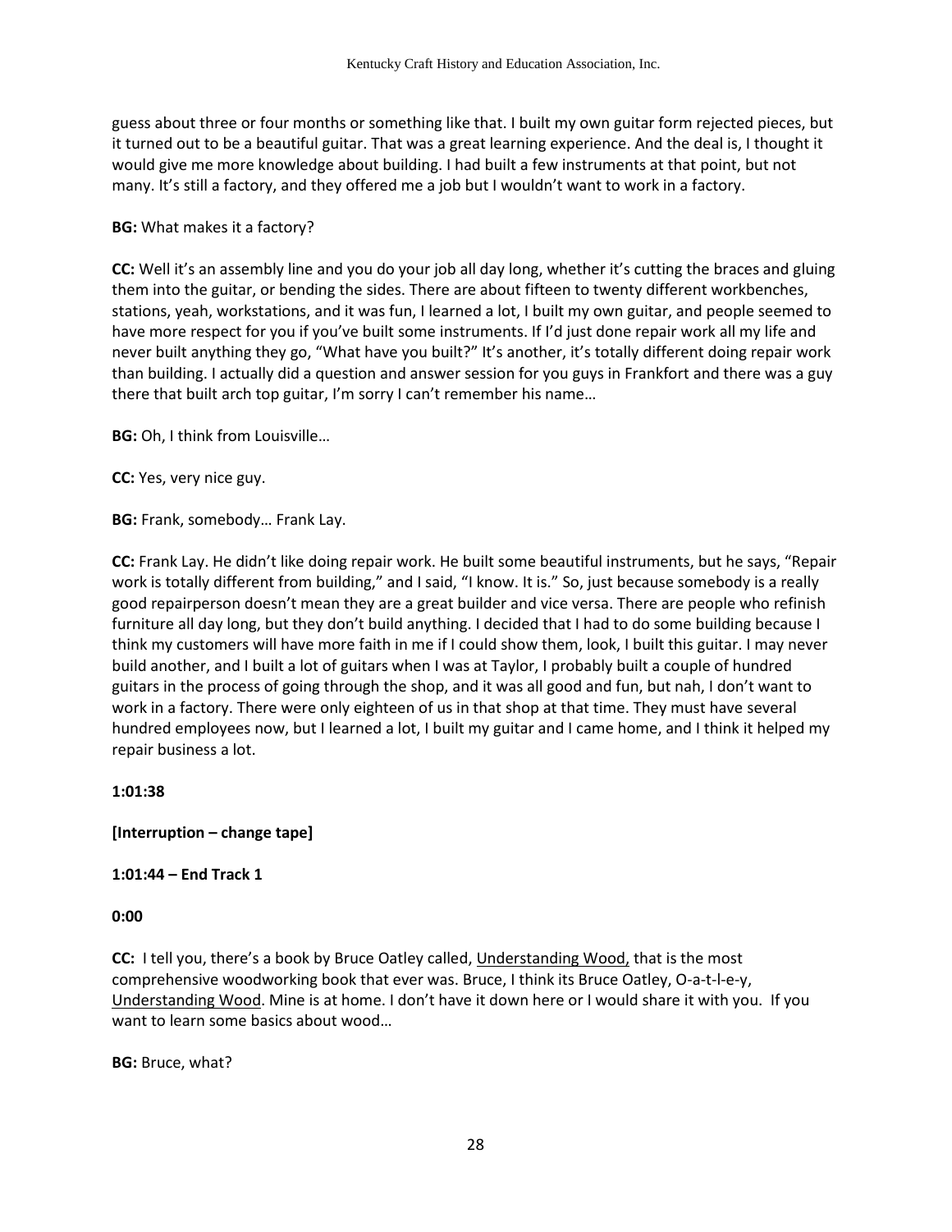guess about three or four months or something like that. I built my own guitar form rejected pieces, but it turned out to be a beautiful guitar. That was a great learning experience. And the deal is, I thought it would give me more knowledge about building. I had built a few instruments at that point, but not many. It's still a factory, and they offered me a job but I wouldn't want to work in a factory.

**BG:** What makes it a factory?

**CC:** Well it's an assembly line and you do your job all day long, whether it's cutting the braces and gluing them into the guitar, or bending the sides. There are about fifteen to twenty different workbenches, stations, yeah, workstations, and it was fun, I learned a lot, I built my own guitar, and people seemed to have more respect for you if you've built some instruments. If I'd just done repair work all my life and never built anything they go, "What have you built?" It's another, it's totally different doing repair work than building. I actually did a question and answer session for you guys in Frankfort and there was a guy there that built arch top guitar, I'm sorry I can't remember his name…

**BG:** Oh, I think from Louisville…

**CC:** Yes, very nice guy.

**BG:** Frank, somebody… Frank Lay.

**CC:** Frank Lay. He didn't like doing repair work. He built some beautiful instruments, but he says, "Repair work is totally different from building," and I said, "I know. It is." So, just because somebody is a really good repairperson doesn't mean they are a great builder and vice versa. There are people who refinish furniture all day long, but they don't build anything. I decided that I had to do some building because I think my customers will have more faith in me if I could show them, look, I built this guitar. I may never build another, and I built a lot of guitars when I was at Taylor, I probably built a couple of hundred guitars in the process of going through the shop, and it was all good and fun, but nah, I don't want to work in a factory. There were only eighteen of us in that shop at that time. They must have several hundred employees now, but I learned a lot, I built my guitar and I came home, and I think it helped my repair business a lot.

**1:01:38**

**[Interruption – change tape]**

**1:01:44 – End Track 1**

**0:00**

**CC:** I tell you, there's a book by Bruce Oatley called, <u>Understanding Wood,</u> that is the most comprehensive woodworking book that ever was. Bruce, I think its Bruce Oatley, O-a-t-l-e-y, <u>Understanding Wood</u>. Mine is at home. I don't have it down here or I would share it with you. If you want to learn some basics about wood…

**BG:** Bruce, what?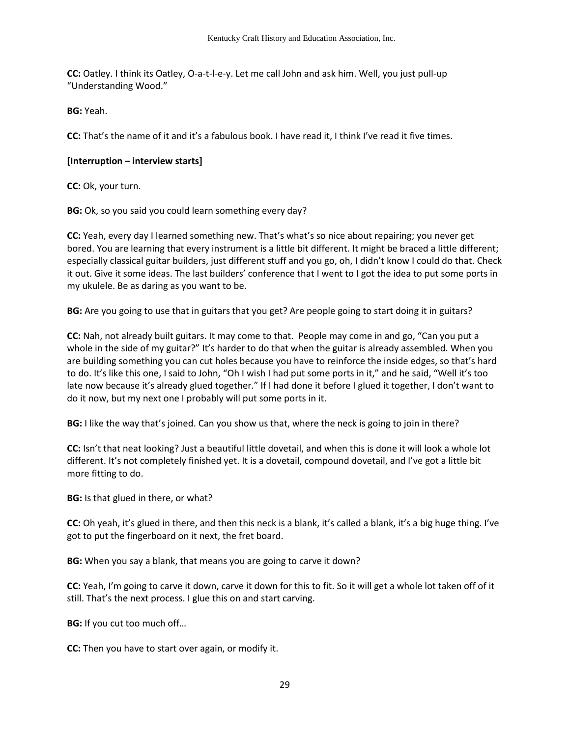**CC:** Oatley. I think its Oatley, O-a-t-l-e-y. Let me call John and ask him. Well, you just pull-up "Understanding Wood."

**BG:** Yeah.

**CC:** That's the name of it and it's a fabulous book. I have read it, I think I've read it five times.

**[Interruption – interview starts]**

**CC:** Ok, your turn.

**BG:** Ok, so you said you could learn something every day?

**CC:** Yeah, every day I learned something new. That's what's so nice about repairing; you never get bored. You are learning that every instrument is a little bit different. It might be braced a little different; especially classical guitar builders, just different stuff and you go, oh, I didn't know I could do that. Check it out. Give it some ideas. The last builders' conference that I went to I got the idea to put some ports in my ukulele. Be as daring as you want to be.

**BG:** Are you going to use that in guitars that you get? Are people going to start doing it in guitars?

**CC:** Nah, not already built guitars. It may come to that. People may come in and go, "Can you put a whole in the side of my guitar?" It's harder to do that when the guitar is already assembled. When you are building something you can cut holes because you have to reinforce the inside edges, so that's hard to do. It's like this one, I said to John, "Oh I wish I had put some ports in it," and he said, "Well it's too late now because it's already glued together." If I had done it before I glued it together, I don't want to do it now, but my next one I probably will put some ports in it.

**BG:** I like the way that's joined. Can you show us that, where the neck is going to join in there?

**CC:** Isn't that neat looking? Just a beautiful little dovetail, and when this is done it will look a whole lot different. It's not completely finished yet. It is a dovetail, compound dovetail, and I've got a little bit more fitting to do.

**BG:** Is that glued in there, or what?

**CC:** Oh yeah, it's glued in there, and then this neck is a blank, it's called a blank, it's a big huge thing. I've got to put the fingerboard on it next, the fret board.

**BG:** When you say a blank, that means you are going to carve it down?

**CC:** Yeah, I'm going to carve it down, carve it down for this to fit. So it will get a whole lot taken off of it still. That's the next process. I glue this on and start carving.

**BG:** If you cut too much off…

**CC:** Then you have to start over again, or modify it.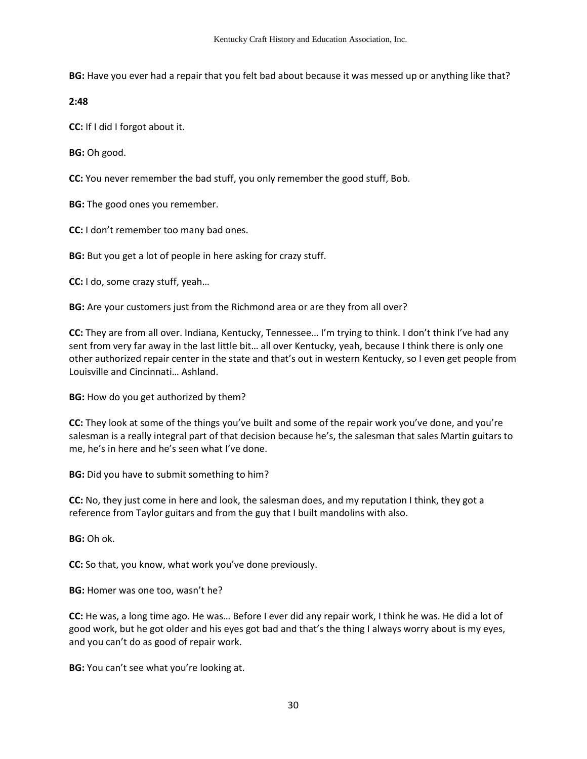**BG:** Have you ever had a repair that you felt bad about because it was messed up or anything like that?

**2:48**

**CC:** If I did I forgot about it.

**BG:** Oh good.

**CC:** You never remember the bad stuff, you only remember the good stuff, Bob.

**BG:** The good ones you remember.

**CC:** I don't remember too many bad ones.

**BG:** But you get a lot of people in here asking for crazy stuff.

**CC:** I do, some crazy stuff, yeah…

**BG:** Are your customers just from the Richmond area or are they from all over?

**CC:** They are from all over. Indiana, Kentucky, Tennessee… I'm trying to think. I don't think I've had any sent from very far away in the last little bit… all over Kentucky, yeah, because I think there is only one other authorized repair center in the state and that's out in western Kentucky, so I even get people from Louisville and Cincinnati… Ashland.

**BG:** How do you get authorized by them?

**CC:** They look at some of the things you've built and some of the repair work you've done, and you're salesman is a really integral part of that decision because he's, the salesman that sales Martin guitars to me, he's in here and he's seen what I've done.

**BG:** Did you have to submit something to him?

**CC:** No, they just come in here and look, the salesman does, and my reputation I think, they got a reference from Taylor guitars and from the guy that I built mandolins with also.

**BG:** Oh ok.

**CC:** So that, you know, what work you've done previously.

**BG:** Homer was one too, wasn't he?

**CC:** He was, a long time ago. He was… Before I ever did any repair work, I think he was. He did a lot of good work, but he got older and his eyes got bad and that's the thing I always worry about is my eyes, and you can't do as good of repair work.

**BG:** You can't see what you're looking at.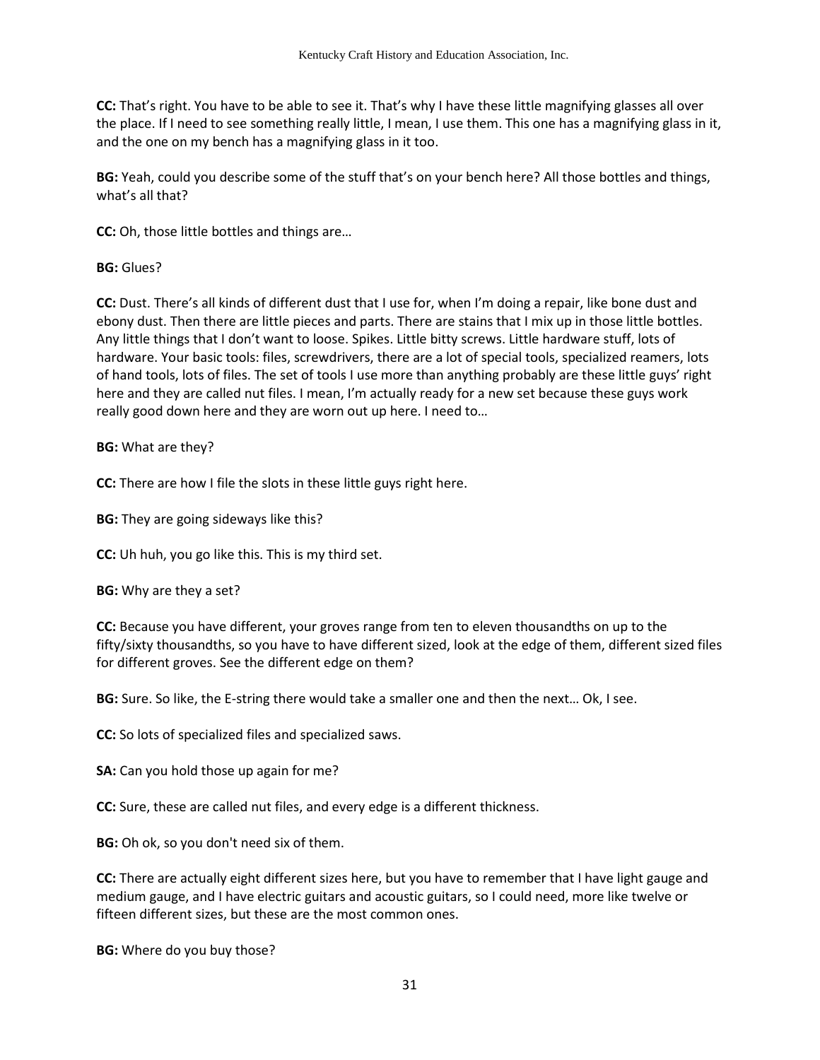**CC:** That's right. You have to be able to see it. That's why I have these little magnifying glasses all over the place. If I need to see something really little, I mean, I use them. This one has a magnifying glass in it, and the one on my bench has a magnifying glass in it too.

**BG:** Yeah, could you describe some of the stuff that's on your bench here? All those bottles and things, what's all that?

**CC:** Oh, those little bottles and things are…

**BG:** Glues?

**CC:** Dust. There's all kinds of different dust that I use for, when I'm doing a repair, like bone dust and ebony dust. Then there are little pieces and parts. There are stains that I mix up in those little bottles. Any little things that I don't want to loose. Spikes. Little bitty screws. Little hardware stuff, lots of hardware. Your basic tools: files, screwdrivers, there are a lot of special tools, specialized reamers, lots of hand tools, lots of files. The set of tools I use more than anything probably are these little guys' right here and they are called nut files. I mean, I'm actually ready for a new set because these guys work really good down here and they are worn out up here. I need to…

**BG:** What are they?

**CC:** There are how I file the slots in these little guys right here.

**BG:** They are going sideways like this?

**CC:** Uh huh, you go like this. This is my third set.

**BG:** Why are they a set?

**CC:** Because you have different, your groves range from ten to eleven thousandths on up to the fifty/sixty thousandths, so you have to have different sized, look at the edge of them, different sized files for different groves. See the different edge on them?

**BG:** Sure. So like, the E-string there would take a smaller one and then the next… Ok, I see.

**CC:** So lots of specialized files and specialized saws.

**SA:** Can you hold those up again for me?

**CC:** Sure, these are called nut files, and every edge is a different thickness.

**BG:** Oh ok, so you don't need six of them.

**CC:** There are actually eight different sizes here, but you have to remember that I have light gauge and medium gauge, and I have electric guitars and acoustic guitars, so I could need, more like twelve or fifteen different sizes, but these are the most common ones.

**BG:** Where do you buy those?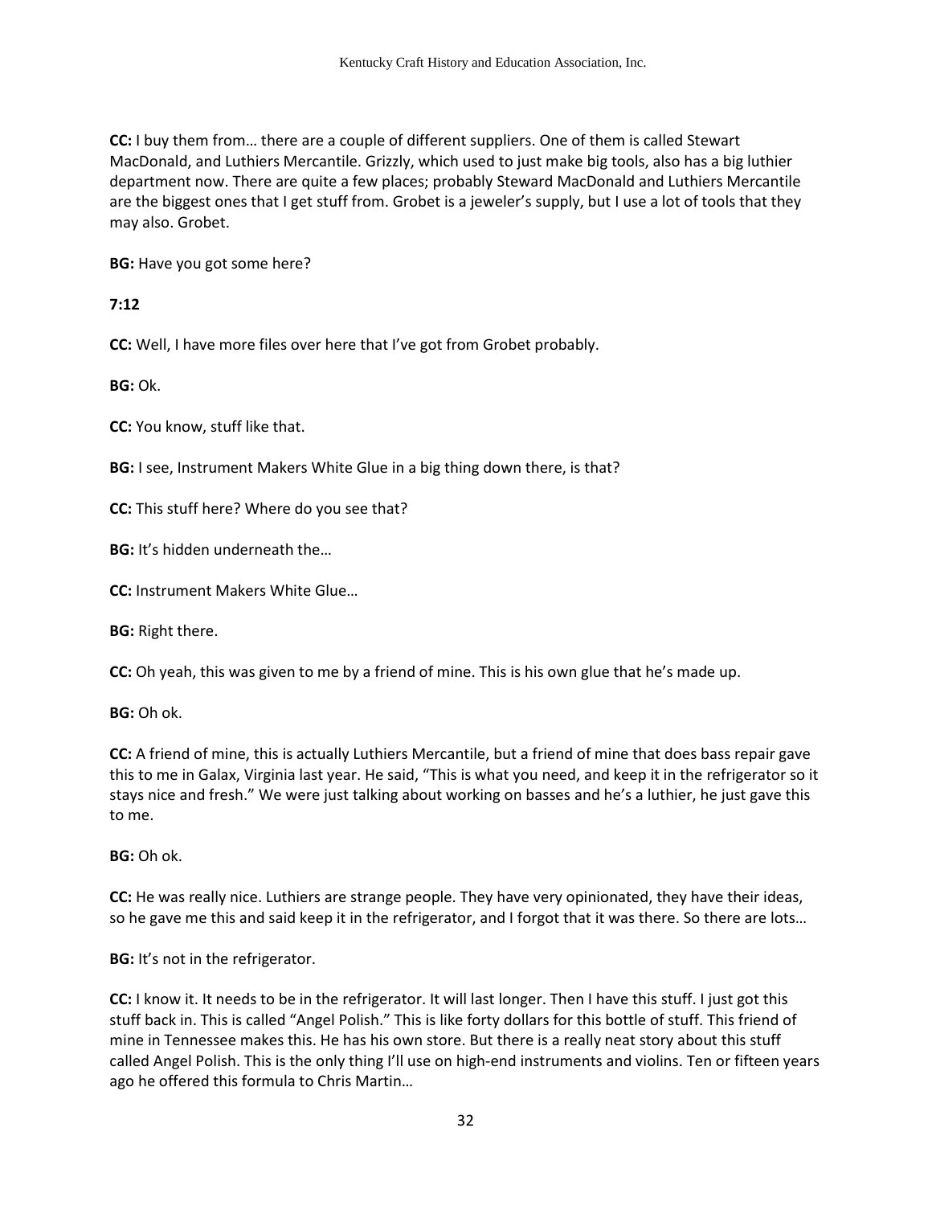**CC:** I buy them from… there are a couple of different suppliers. One of them is called Stewart MacDonald, and Luthiers Mercantile. Grizzly, which used to just make big tools, also has a big luthier department now. There are quite a few places; probably Steward MacDonald and Luthiers Mercantile are the biggest ones that I get stuff from. Grobet is a jeweler's supply, but I use a lot of tools that they may also. Grobet.

**BG:** Have you got some here?

**7:12**

**CC:** Well, I have more files over here that I've got from Grobet probably.

**BG:** Ok.

**CC:** You know, stuff like that.

**BG:** I see, Instrument Makers White Glue in a big thing down there, is that?

**CC:** This stuff here? Where do you see that?

**BG:** It's hidden underneath the…

**CC:** Instrument Makers White Glue…

**BG:** Right there.

**CC:** Oh yeah, this was given to me by a friend of mine. This is his own glue that he's made up.

**BG:** Oh ok.

**CC:** A friend of mine, this is actually Luthiers Mercantile, but a friend of mine that does bass repair gave this to me in Galax, Virginia last year. He said, "This is what you need, and keep it in the refrigerator so it stays nice and fresh." We were just talking about working on basses and he's a luthier, he just gave this to me.

**BG:** Oh ok.

**CC:** He was really nice. Luthiers are strange people. They have very opinionated, they have their ideas, so he gave me this and said keep it in the refrigerator, and I forgot that it was there. So there are lots…

**BG:** It's not in the refrigerator.

**CC:** I know it. It needs to be in the refrigerator. It will last longer. Then I have this stuff. I just got this stuff back in. This is called "Angel Polish." This is like forty dollars for this bottle of stuff. This friend of mine in Tennessee makes this. He has his own store. But there is a really neat story about this stuff called Angel Polish. This is the only thing I'll use on high-end instruments and violins. Ten or fifteen years ago he offered this formula to Chris Martin…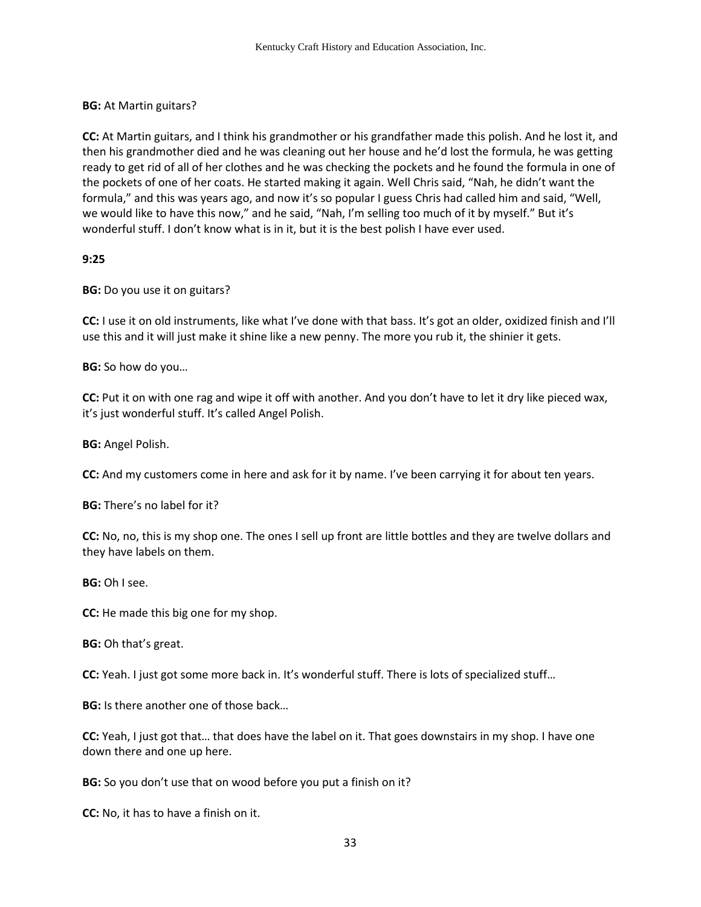**BG:** At Martin guitars?

**CC:** At Martin guitars, and I think his grandmother or his grandfather made this polish. And he lost it, and then his grandmother died and he was cleaning out her house and he'd lost the formula, he was getting ready to get rid of all of her clothes and he was checking the pockets and he found the formula in one of the pockets of one of her coats. He started making it again. Well Chris said, "Nah, he didn't want the formula," and this was years ago, and now it's so popular I guess Chris had called him and said, "Well, we would like to have this now," and he said, "Nah, I'm selling too much of it by myself." But it's wonderful stuff. I don't know what is in it, but it is the best polish I have ever used.

**9:25**

**BG:** Do you use it on guitars?

**CC:** I use it on old instruments, like what I've done with that bass. It's got an older, oxidized finish and I'll use this and it will just make it shine like a new penny. The more you rub it, the shinier it gets.

**BG:** So how do you…

**CC:** Put it on with one rag and wipe it off with another. And you don't have to let it dry like pieced wax, it's just wonderful stuff. It's called Angel Polish.

**BG:** Angel Polish.

**CC:** And my customers come in here and ask for it by name. I've been carrying it for about ten years.

**BG:** There's no label for it?

**CC:** No, no, this is my shop one. The ones I sell up front are little bottles and they are twelve dollars and they have labels on them.

**BG:** Oh I see.

**CC:** He made this big one for my shop.

**BG:** Oh that's great.

**CC:** Yeah. I just got some more back in. It's wonderful stuff. There is lots of specialized stuff…

**BG:** Is there another one of those back…

**CC:** Yeah, I just got that… that does have the label on it. That goes downstairs in my shop. I have one down there and one up here.

**BG:** So you don't use that on wood before you put a finish on it?

**CC:** No, it has to have a finish on it.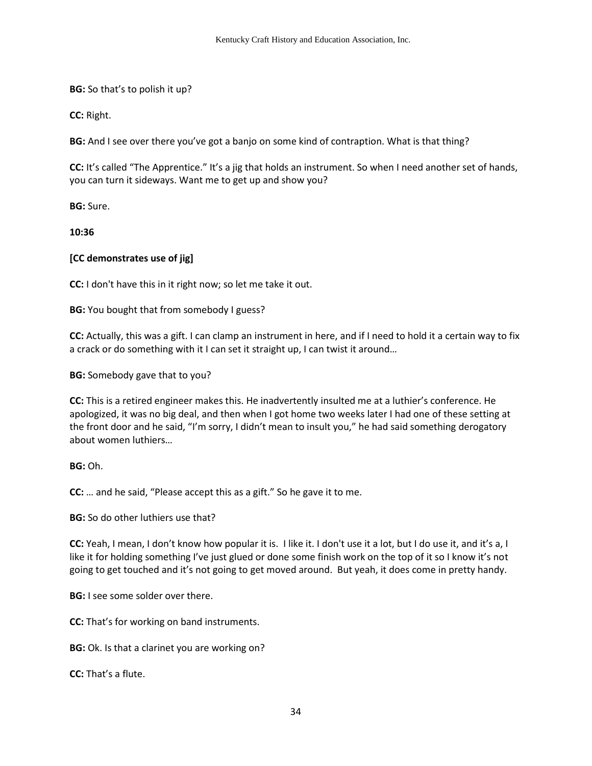**BG:** So that's to polish it up?

**CC:** Right.

**BG:** And I see over there you've got a banjo on some kind of contraption. What is that thing?

**CC:** It's called "The Apprentice." It's a jig that holds an instrument. So when I need another set of hands, you can turn it sideways. Want me to get up and show you?

**BG:** Sure.

**10:36**

**[CC demonstrates use of jig]**

**CC:** I don't have this in it right now; so let me take it out.

**BG:** You bought that from somebody I guess?

**CC:** Actually, this was a gift. I can clamp an instrument in here, and if I need to hold it a certain way to fix a crack or do something with it I can set it straight up, I can twist it around…

**BG:** Somebody gave that to you?

**CC:** This is a retired engineer makes this. He inadvertently insulted me at a luthier's conference. He apologized, it was no big deal, and then when I got home two weeks later I had one of these setting at the front door and he said, "I'm sorry, I didn't mean to insult you," he had said something derogatory about women luthiers…

**BG:** Oh.

**CC:** … and he said, "Please accept this as a gift." So he gave it to me.

**BG:** So do other luthiers use that?

**CC:** Yeah, I mean, I don't know how popular it is. I like it. I don't use it a lot, but I do use it, and it's a, I like it for holding something I've just glued or done some finish work on the top of it so I know it's not going to get touched and it's not going to get moved around. But yeah, it does come in pretty handy.

**BG:** I see some solder over there.

**CC:** That's for working on band instruments.

**BG:** Ok. Is that a clarinet you are working on?

**CC:** That's a flute.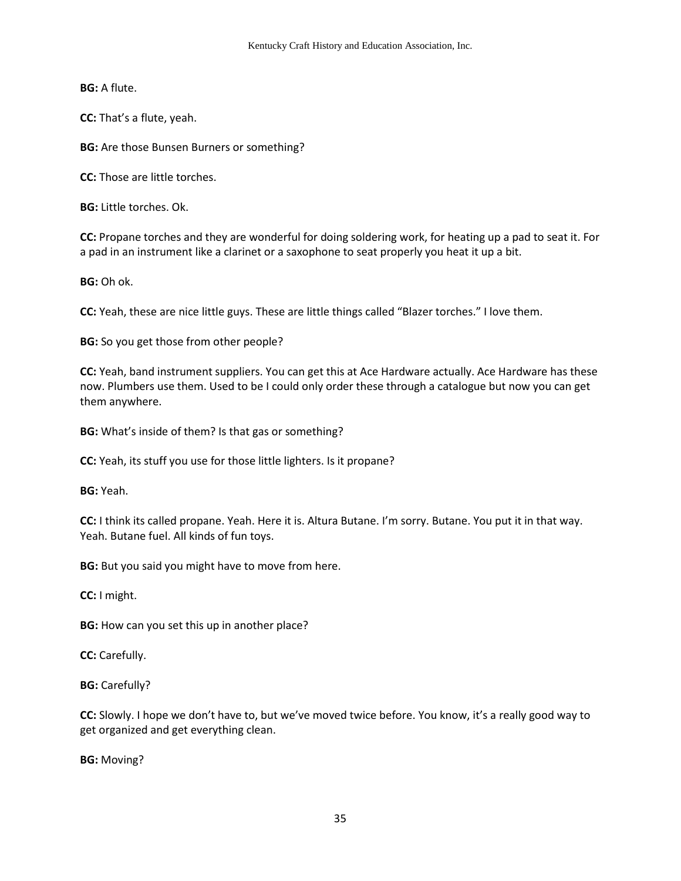**BG:** A flute.

**CC:** That's a flute, yeah.

**BG:** Are those Bunsen Burners or something?

**CC:** Those are little torches.

**BG:** Little torches. Ok.

**CC:** Propane torches and they are wonderful for doing soldering work, for heating up a pad to seat it. For a pad in an instrument like a clarinet or a saxophone to seat properly you heat it up a bit.

**BG:** Oh ok.

**CC:** Yeah, these are nice little guys. These are little things called "Blazer torches." I love them.

**BG:** So you get those from other people?

**CC:** Yeah, band instrument suppliers. You can get this at Ace Hardware actually. Ace Hardware has these now. Plumbers use them. Used to be I could only order these through a catalogue but now you can get them anywhere.

**BG:** What's inside of them? Is that gas or something?

**CC:** Yeah, its stuff you use for those little lighters. Is it propane?

**BG:** Yeah.

**CC:** I think its called propane. Yeah. Here it is. Altura Butane. I'm sorry. Butane. You put it in that way. Yeah. Butane fuel. All kinds of fun toys.

**BG:** But you said you might have to move from here.

**CC:** I might.

**BG:** How can you set this up in another place?

**CC:** Carefully.

**BG:** Carefully?

**CC:** Slowly. I hope we don't have to, but we've moved twice before. You know, it's a really good way to get organized and get everything clean.

**BG:** Moving?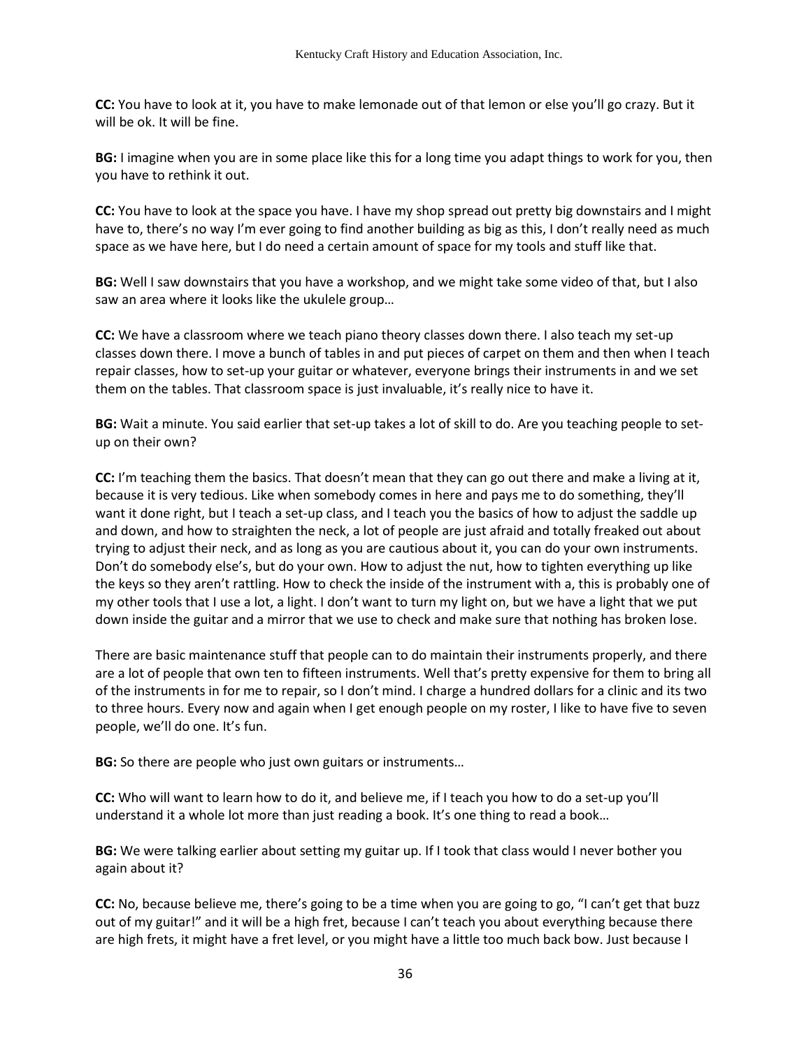**CC:** You have to look at it, you have to make lemonade out of that lemon or else you'll go crazy. But it will be ok. It will be fine.

**BG:** I imagine when you are in some place like this for a long time you adapt things to work for you, then you have to rethink it out.

**CC:** You have to look at the space you have. I have my shop spread out pretty big downstairs and I might have to, there's no way I'm ever going to find another building as big as this, I don't really need as much space as we have here, but I do need a certain amount of space for my tools and stuff like that.

**BG:** Well I saw downstairs that you have a workshop, and we might take some video of that, but I also saw an area where it looks like the ukulele group…

**CC:** We have a classroom where we teach piano theory classes down there. I also teach my set-up classes down there. I move a bunch of tables in and put pieces of carpet on them and then when I teach repair classes, how to set-up your guitar or whatever, everyone brings their instruments in and we set them on the tables. That classroom space is just invaluable, it's really nice to have it.

**BG:** Wait a minute. You said earlier that set-up takes a lot of skill to do. Are you teaching people to set-up on their own?

**CC:** I'm teaching them the basics. That doesn't mean that they can go out there and make a living at it, because it is very tedious. Like when somebody comes in here and pays me to do something, they'll want it done right, but I teach a set-up class, and I teach you the basics of how to adjust the saddle up and down, and how to straighten the neck, a lot of people are just afraid and totally freaked out about trying to adjust their neck, and as long as you are cautious about it, you can do your own instruments. Don't do somebody else's, but do your own. How to adjust the nut, how to tighten everything up like the keys so they aren't rattling. How to check the inside of the instrument with a, this is probably one of my other tools that I use a lot, a light. I don't want to turn my light on, but we have a light that we put down inside the guitar and a mirror that we use to check and make sure that nothing has broken lose.

There are basic maintenance stuff that people can to do maintain their instruments properly, and there are a lot of people that own ten to fifteen instruments. Well that's pretty expensive for them to bring all of the instruments in for me to repair, so I don't mind. I charge a hundred dollars for a clinic and its two to three hours. Every now and again when I get enough people on my roster, I like to have five to seven people, we'll do one. It's fun.

**BG:** So there are people who just own guitars or instruments…

**CC:** Who will want to learn how to do it, and believe me, if I teach you how to do a set-up you'll understand it a whole lot more than just reading a book. It's one thing to read a book…

**BG:** We were talking earlier about setting my guitar up. If I took that class would I never bother you again about it?

**CC:** No, because believe me, there's going to be a time when you are going to go, "I can't get that buzz out of my guitar!" and it will be a high fret, because I can't teach you about everything because there are high frets, it might have a fret level, or you might have a little too much back bow. Just because I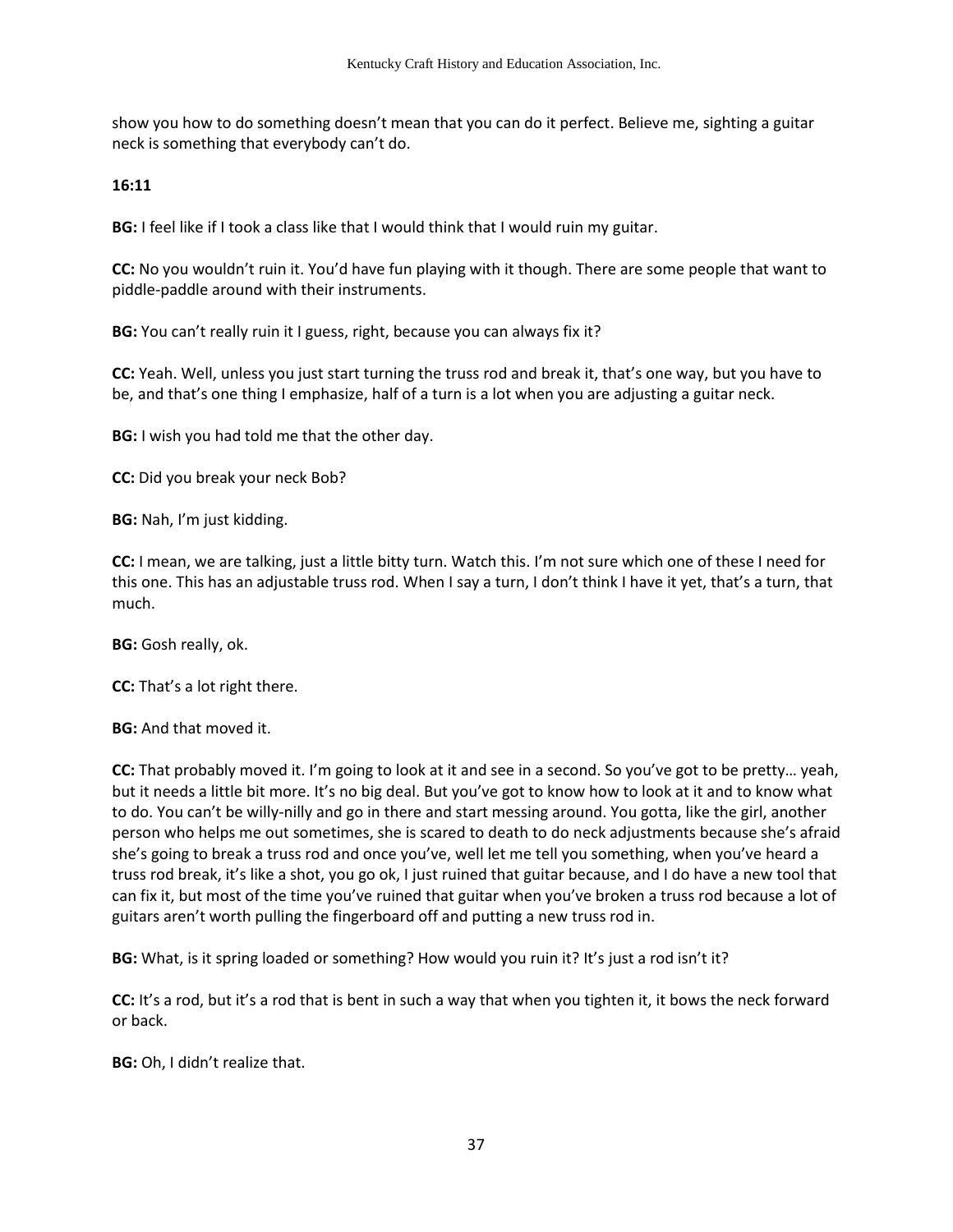show you how to do something doesn't mean that you can do it perfect. Believe me, sighting a guitar neck is something that everybody can't do.

**16:11**

**BG:** I feel like if I took a class like that I would think that I would ruin my guitar.

**CC:** No you wouldn't ruin it. You'd have fun playing with it though. There are some people that want to piddle-paddle around with their instruments.

**BG:** You can't really ruin it I guess, right, because you can always fix it?

**CC:** Yeah. Well, unless you just start turning the truss rod and break it, that's one way, but you have to be, and that's one thing I emphasize, half of a turn is a lot when you are adjusting a guitar neck.

**BG:** I wish you had told me that the other day.

**CC:** Did you break your neck Bob?

**BG:** Nah, I'm just kidding.

**CC:** I mean, we are talking, just a little bitty turn. Watch this. I'm not sure which one of these I need for this one. This has an adjustable truss rod. When I say a turn, I don't think I have it yet, that's a turn, that much.

**BG:** Gosh really, ok.

**CC:** That's a lot right there.

**BG:** And that moved it.

**CC:** That probably moved it. I'm going to look at it and see in a second. So you've got to be pretty… yeah, but it needs a little bit more. It's no big deal. But you've got to know how to look at it and to know what to do. You can't be willy-nilly and go in there and start messing around. You gotta, like the girl, another person who helps me out sometimes, she is scared to death to do neck adjustments because she's afraid she's going to break a truss rod and once you've, well let me tell you something, when you've heard a truss rod break, it's like a shot, you go ok, I just ruined that guitar because, and I do have a new tool that can fix it, but most of the time you've ruined that guitar when you've broken a truss rod because a lot of guitars aren't worth pulling the fingerboard off and putting a new truss rod in.

**BG:** What, is it spring loaded or something? How would you ruin it? It's just a rod isn't it?

**CC:** It's a rod, but it's a rod that is bent in such a way that when you tighten it, it bows the neck forward or back.

**BG:** Oh, I didn't realize that.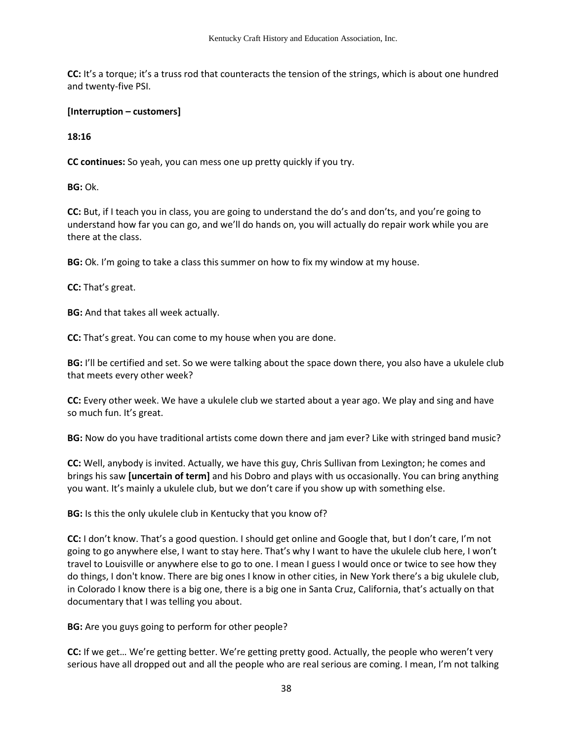**CC:** It's a torque; it's a truss rod that counteracts the tension of the strings, which is about one hundred and twenty-five PSI.

**[Interruption – customers]**

**18:16**

**CC continues:** So yeah, you can mess one up pretty quickly if you try.

**BG:** Ok.

**CC:** But, if I teach you in class, you are going to understand the do's and don'ts, and you're going to understand how far you can go, and we'll do hands on, you will actually do repair work while you are there at the class.

**BG:** Ok. I'm going to take a class this summer on how to fix my window at my house.

**CC:** That's great.

**BG:** And that takes all week actually.

**CC:** That's great. You can come to my house when you are done.

**BG:** I'll be certified and set. So we were talking about the space down there, you also have a ukulele club that meets every other week?

**CC:** Every other week. We have a ukulele club we started about a year ago. We play and sing and have so much fun. It's great.

**BG:** Now do you have traditional artists come down there and jam ever? Like with stringed band music?

**CC:** Well, anybody is invited. Actually, we have this guy, Chris Sullivan from Lexington; he comes and brings his saw **[uncertain of term]** and his Dobro and plays with us occasionally. You can bring anything you want. It's mainly a ukulele club, but we don't care if you show up with something else.

**BG:** Is this the only ukulele club in Kentucky that you know of?

**CC:** I don't know. That's a good question. I should get online and Google that, but I don't care, I'm not going to go anywhere else, I want to stay here. That's why I want to have the ukulele club here, I won't travel to Louisville or anywhere else to go to one. I mean I guess I would once or twice to see how they do things, I don't know. There are big ones I know in other cities, in New York there's a big ukulele club, in Colorado I know there is a big one, there is a big one in Santa Cruz, California, that's actually on that documentary that I was telling you about.

**BG:** Are you guys going to perform for other people?

**CC:** If we get… We're getting better. We're getting pretty good. Actually, the people who weren't very serious have all dropped out and all the people who are real serious are coming. I mean, I'm not talking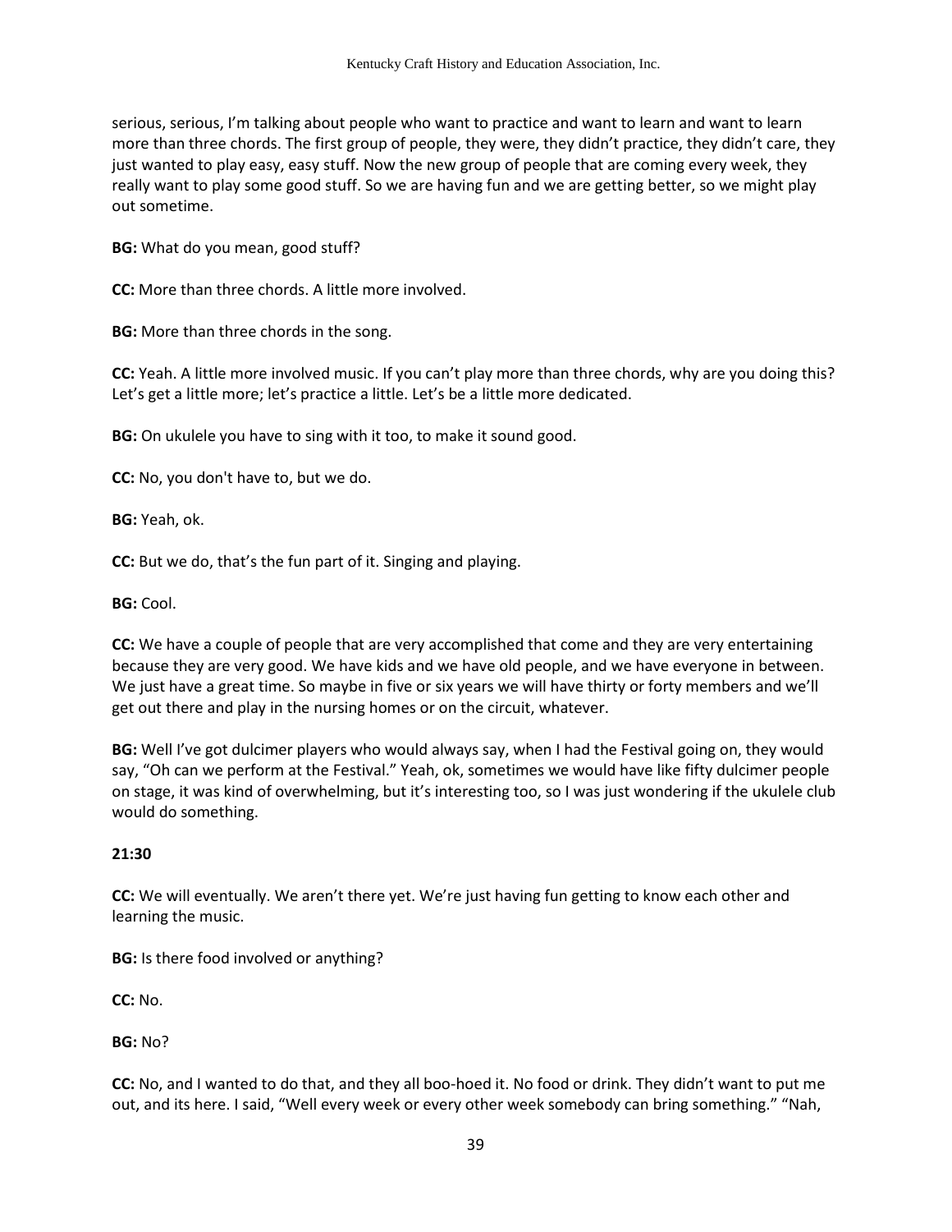serious, serious, I'm talking about people who want to practice and want to learn and want to learn more than three chords. The first group of people, they were, they didn't practice, they didn't care, they just wanted to play easy, easy stuff. Now the new group of people that are coming every week, they really want to play some good stuff. So we are having fun and we are getting better, so we might play out sometime.

**BG:** What do you mean, good stuff?

**CC:** More than three chords. A little more involved.

**BG:** More than three chords in the song.

**CC:** Yeah. A little more involved music. If you can't play more than three chords, why are you doing this? Let's get a little more; let's practice a little. Let's be a little more dedicated.

**BG:** On ukulele you have to sing with it too, to make it sound good.

**CC:** No, you don't have to, but we do.

**BG:** Yeah, ok.

**CC:** But we do, that's the fun part of it. Singing and playing.

**BG:** Cool.

**CC:** We have a couple of people that are very accomplished that come and they are very entertaining because they are very good. We have kids and we have old people, and we have everyone in between. We just have a great time. So maybe in five or six years we will have thirty or forty members and we'll get out there and play in the nursing homes or on the circuit, whatever.

**BG:** Well I've got dulcimer players who would always say, when I had the Festival going on, they would say, "Oh can we perform at the Festival." Yeah, ok, sometimes we would have like fifty dulcimer people on stage, it was kind of overwhelming, but it's interesting too, so I was just wondering if the ukulele club would do something.

**21:30**

**CC:** We will eventually. We aren't there yet. We're just having fun getting to know each other and learning the music.

**BG:** Is there food involved or anything?

**CC:** No.

**BG:** No?

**CC:** No, and I wanted to do that, and they all boo-hoed it. No food or drink. They didn't want to put me out, and its here. I said, "Well every week or every other week somebody can bring something." "Nah,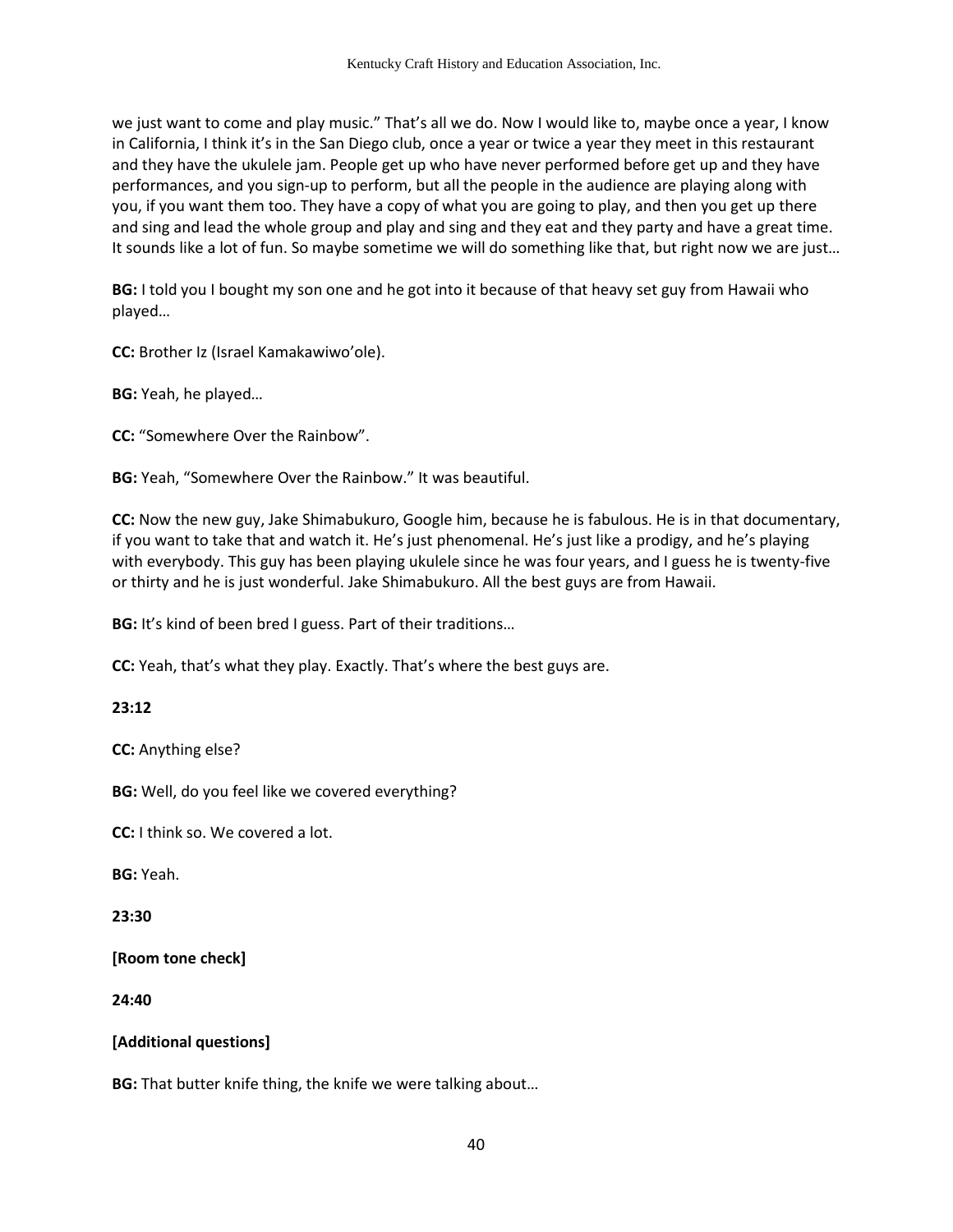we just want to come and play music." That's all we do. Now I would like to, maybe once a year, I know in California, I think it's in the San Diego club, once a year or twice a year they meet in this restaurant and they have the ukulele jam. People get up who have never performed before get up and they have performances, and you sign-up to perform, but all the people in the audience are playing along with you, if you want them too. They have a copy of what you are going to play, and then you get up there and sing and lead the whole group and play and sing and they eat and they party and have a great time. It sounds like a lot of fun. So maybe sometime we will do something like that, but right now we are just…

**BG:** I told you I bought my son one and he got into it because of that heavy set guy from Hawaii who played…

**CC:** Brother Iz (Israel Kamakawiwo'ole).

**BG:** Yeah, he played…

**CC:** "Somewhere Over the Rainbow".

**BG:** Yeah, "Somewhere Over the Rainbow." It was beautiful.

**CC:** Now the new guy, Jake Shimabukuro, Google him, because he is fabulous. He is in that documentary, if you want to take that and watch it. He's just phenomenal. He's just like a prodigy, and he's playing with everybody. This guy has been playing ukulele since he was four years, and I guess he is twenty-five or thirty and he is just wonderful. Jake Shimabukuro. All the best guys are from Hawaii.

**BG:** It's kind of been bred I guess. Part of their traditions…

**CC:** Yeah, that's what they play. Exactly. That's where the best guys are.

**23:12**

**CC:** Anything else?

**BG:** Well, do you feel like we covered everything?

**CC:** I think so. We covered a lot.

**BG:** Yeah.

**23:30**

**[Room tone check]**

**24:40**

**[Additional questions]**

**BG:** That butter knife thing, the knife we were talking about…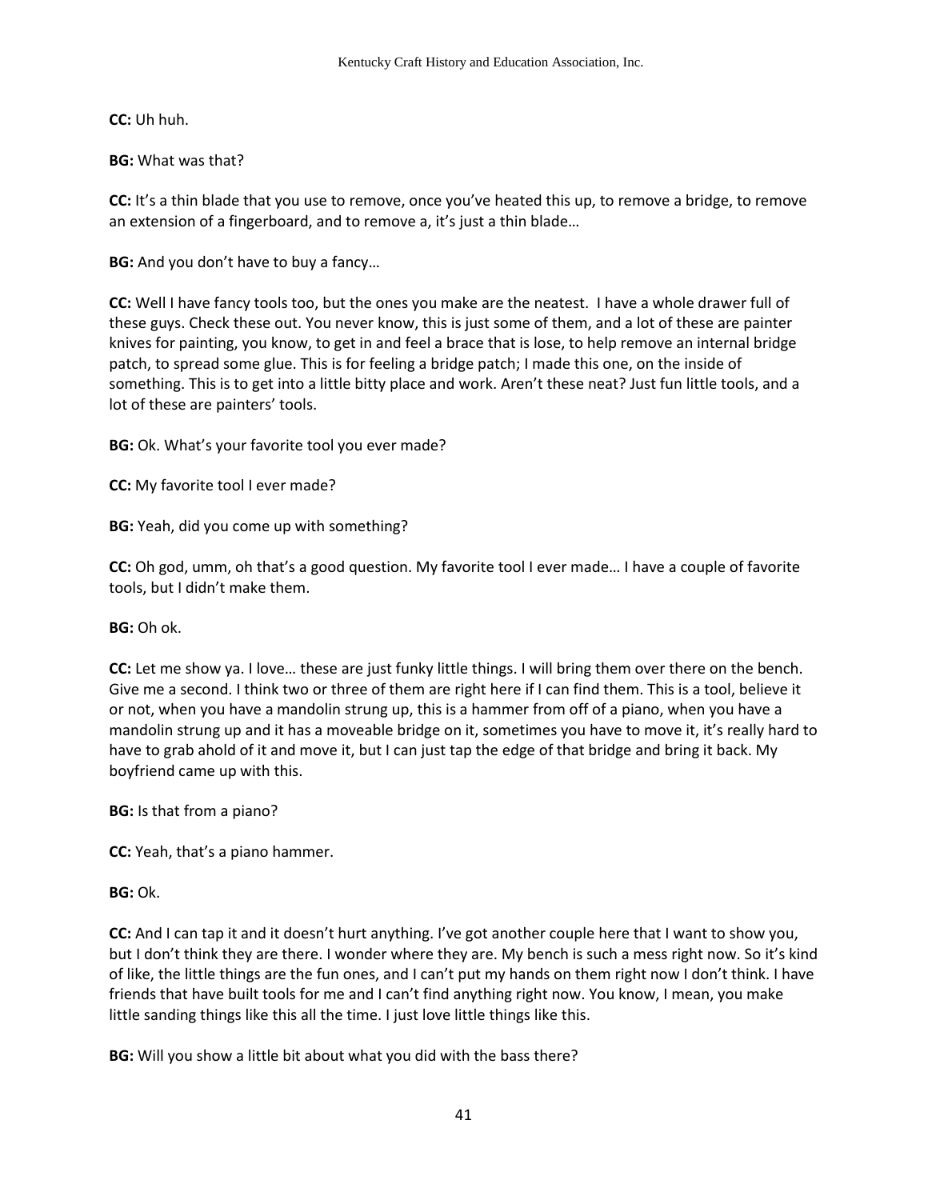**CC:** Uh huh.

**BG:** What was that?

**CC:** It's a thin blade that you use to remove, once you've heated this up, to remove a bridge, to remove an extension of a fingerboard, and to remove a, it's just a thin blade…

**BG:** And you don't have to buy a fancy…

**CC:** Well I have fancy tools too, but the ones you make are the neatest. I have a whole drawer full of these guys. Check these out. You never know, this is just some of them, and a lot of these are painter knives for painting, you know, to get in and feel a brace that is lose, to help remove an internal bridge patch, to spread some glue. This is for feeling a bridge patch; I made this one, on the inside of something. This is to get into a little bitty place and work. Aren't these neat? Just fun little tools, and a lot of these are painters' tools.

**BG:** Ok. What's your favorite tool you ever made?

**CC:** My favorite tool I ever made?

**BG:** Yeah, did you come up with something?

**CC:** Oh god, umm, oh that's a good question. My favorite tool I ever made… I have a couple of favorite tools, but I didn't make them.

**BG:** Oh ok.

**CC:** Let me show ya. I love… these are just funky little things. I will bring them over there on the bench. Give me a second. I think two or three of them are right here if I can find them. This is a tool, believe it or not, when you have a mandolin strung up, this is a hammer from off of a piano, when you have a mandolin strung up and it has a moveable bridge on it, sometimes you have to move it, it's really hard to have to grab ahold of it and move it, but I can just tap the edge of that bridge and bring it back. My boyfriend came up with this.

**BG:** Is that from a piano?

**CC:** Yeah, that's a piano hammer.

**BG:** Ok.

**CC:** And I can tap it and it doesn't hurt anything. I've got another couple here that I want to show you, but I don't think they are there. I wonder where they are. My bench is such a mess right now. So it's kind of like, the little things are the fun ones, and I can't put my hands on them right now I don't think. I have friends that have built tools for me and I can't find anything right now. You know, I mean, you make little sanding things like this all the time. I just love little things like this.

**BG:** Will you show a little bit about what you did with the bass there?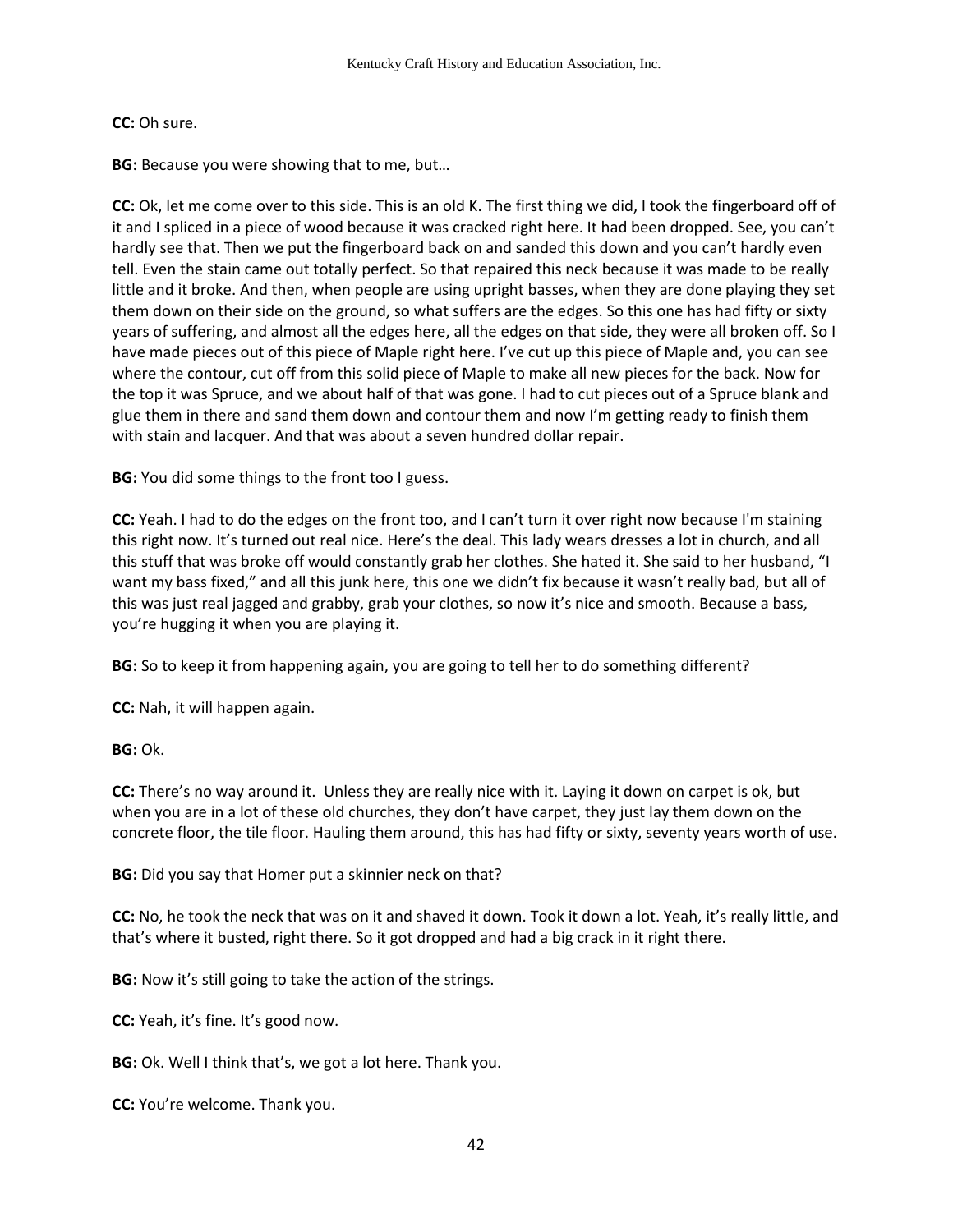**CC:** Oh sure.

**BG:** Because you were showing that to me, but…

**CC:** Ok, let me come over to this side. This is an old K. The first thing we did, I took the fingerboard off of it and I spliced in a piece of wood because it was cracked right here. It had been dropped. See, you can't hardly see that. Then we put the fingerboard back on and sanded this down and you can't hardly even tell. Even the stain came out totally perfect. So that repaired this neck because it was made to be really little and it broke. And then, when people are using upright basses, when they are done playing they set them down on their side on the ground, so what suffers are the edges. So this one has had fifty or sixty years of suffering, and almost all the edges here, all the edges on that side, they were all broken off. So I have made pieces out of this piece of Maple right here. I've cut up this piece of Maple and, you can see where the contour, cut off from this solid piece of Maple to make all new pieces for the back. Now for the top it was Spruce, and we about half of that was gone. I had to cut pieces out of a Spruce blank and glue them in there and sand them down and contour them and now I'm getting ready to finish them with stain and lacquer. And that was about a seven hundred dollar repair.

**BG:** You did some things to the front too I guess.

**CC:** Yeah. I had to do the edges on the front too, and I can't turn it over right now because I'm staining this right now. It's turned out real nice. Here's the deal. This lady wears dresses a lot in church, and all this stuff that was broke off would constantly grab her clothes. She hated it. She said to her husband, "I want my bass fixed," and all this junk here, this one we didn't fix because it wasn't really bad, but all of this was just real jagged and grabby, grab your clothes, so now it's nice and smooth. Because a bass, you're hugging it when you are playing it.

**BG:** So to keep it from happening again, you are going to tell her to do something different?

**CC:** Nah, it will happen again.

**BG:** Ok.

**CC:** There's no way around it. Unless they are really nice with it. Laying it down on carpet is ok, but when you are in a lot of these old churches, they don't have carpet, they just lay them down on the concrete floor, the tile floor. Hauling them around, this has had fifty or sixty, seventy years worth of use.

**BG:** Did you say that Homer put a skinnier neck on that?

**CC:** No, he took the neck that was on it and shaved it down. Took it down a lot. Yeah, it's really little, and that's where it busted, right there. So it got dropped and had a big crack in it right there.

**BG:** Now it's still going to take the action of the strings.

**CC:** Yeah, it's fine. It's good now.

**BG:** Ok. Well I think that's, we got a lot here. Thank you.

**CC:** You're welcome. Thank you.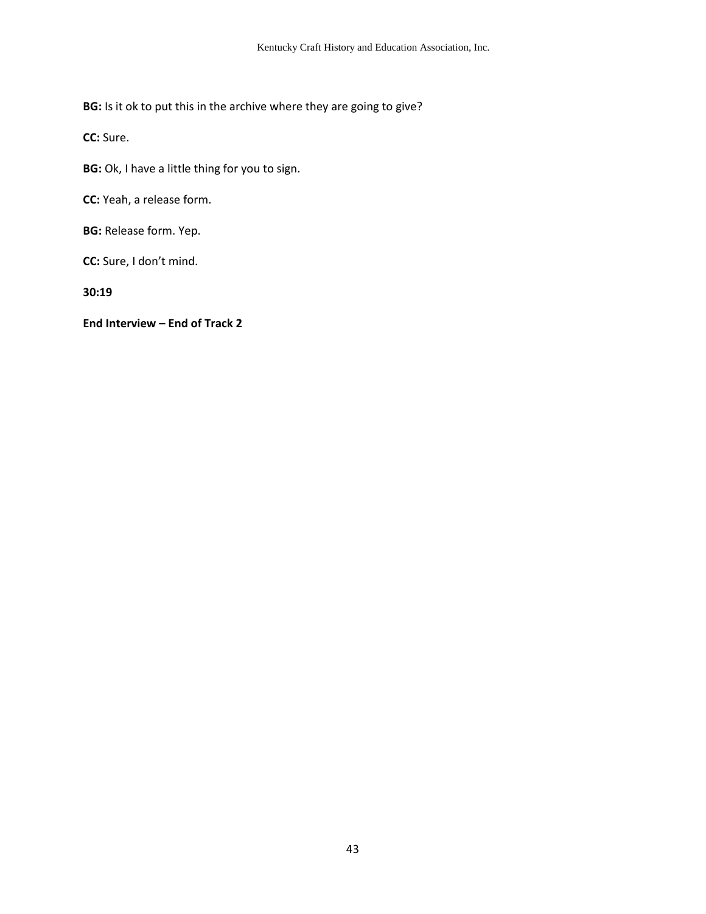**BG:** Is it ok to put this in the archive where they are going to give?

**CC:** Sure.

**BG:** Ok, I have a little thing for you to sign.

**CC:** Yeah, a release form.

**BG:** Release form. Yep.

**CC:** Sure, I don't mind.

**30:19**

**End Interview – End of Track 2**